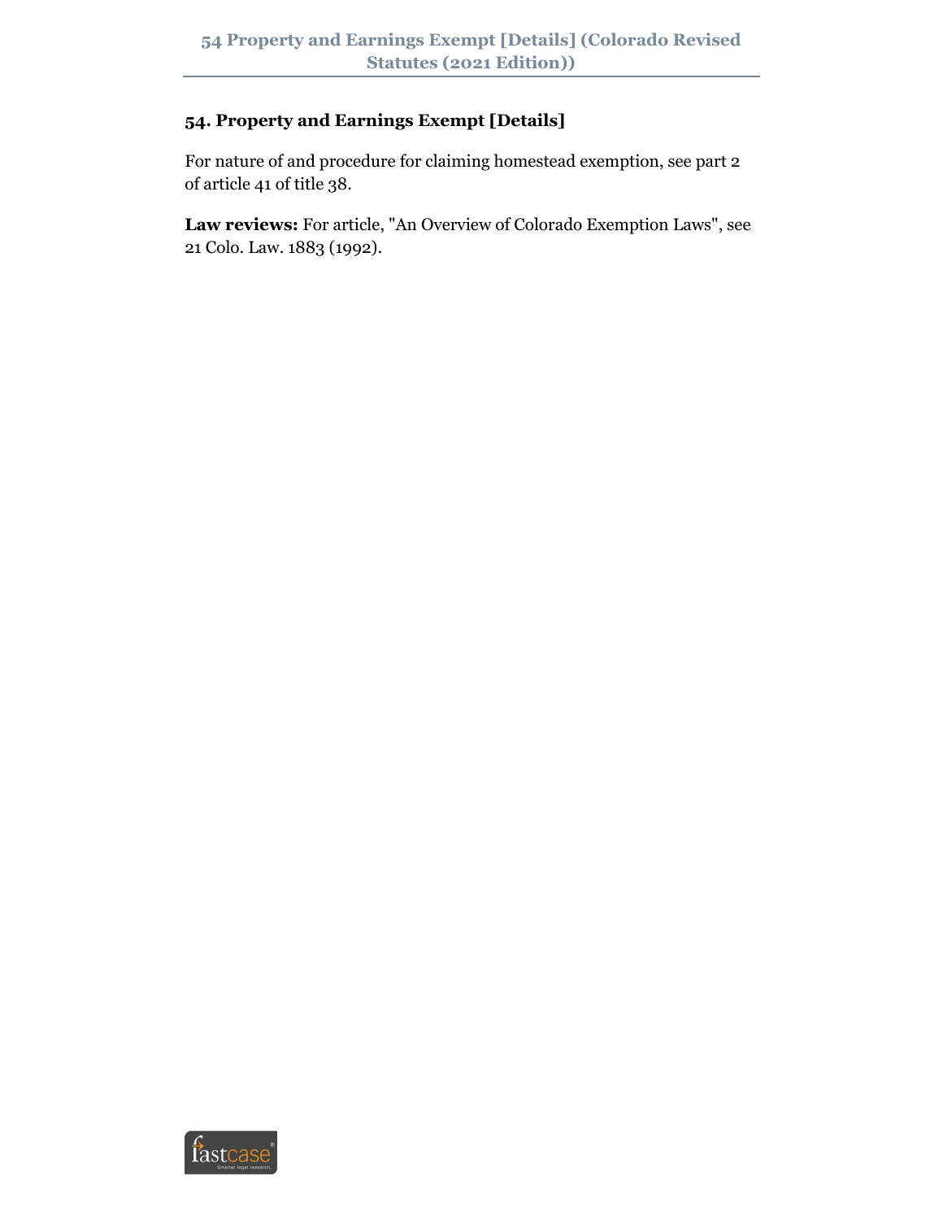# 54. Property and Earnings Exempt [Details]

For nature of and procedure for claiming homestead exemption, see part 2 of article 41 of title 38.

**Law reviews:** For article, "An Overview of Colorado Exemption Laws", see 21 Colo. Law. 1883 (1992).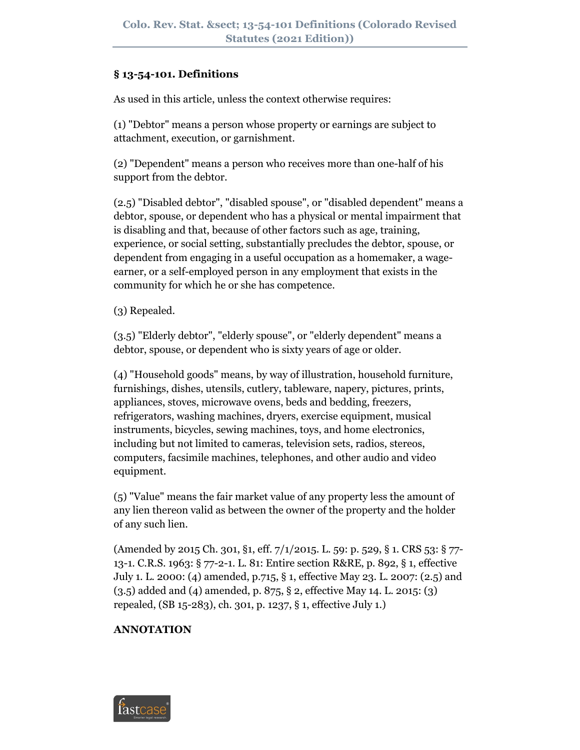## § 13-54-101. Definitions

As used in this article, unless the context otherwise requires:

(1) "Debtor" means a person whose property or earnings are subject to attachment, execution, or garnishment.

(2) "Dependent" means a person who receives more than one-half of his support from the debtor.

(2.5) "Disabled debtor", "disabled spouse", or "disabled dependent" means a debtor, spouse, or dependent who has a physical or mental impairment that is disabling and that, because of other factors such as age, training, experience, or social setting, substantially precludes the debtor, spouse, or dependent from engaging in a useful occupation as a homemaker, a wage-earner, or a self-employed person in any employment that exists in the community for which he or she has competence.

(3) Repealed.

(3.5) "Elderly debtor", "elderly spouse", or "elderly dependent" means a debtor, spouse, or dependent who is sixty years of age or older.

(4) "Household goods" means, by way of illustration, household furniture, furnishings, dishes, utensils, cutlery, tableware, napery, pictures, prints, appliances, stoves, microwave ovens, beds and bedding, freezers, refrigerators, washing machines, dryers, exercise equipment, musical instruments, bicycles, sewing machines, toys, and home electronics, including but not limited to cameras, television sets, radios, stereos, computers, facsimile machines, telephones, and other audio and video equipment.

(5) "Value" means the fair market value of any property less the amount of any lien thereon valid as between the owner of the property and the holder of any such lien.

(Amended by 2015 Ch. 301, §1, eff. 7/1/2015. L. 59: p. 529, § 1. CRS 53: § 77-13-1. C.R.S. 1963: § 77-2-1. L. 81: Entire section R&RE, p. 892, § 1, effective July 1. L. 2000: (4) amended, p.715, § 1, effective May 23. L. 2007: (2.5) and (3.5) added and (4) amended, p. 875, § 2, effective May 14. L. 2015: (3) repealed, (SB 15-283), ch. 301, p. 1237, § 1, effective July 1.)

**ANNOTATION**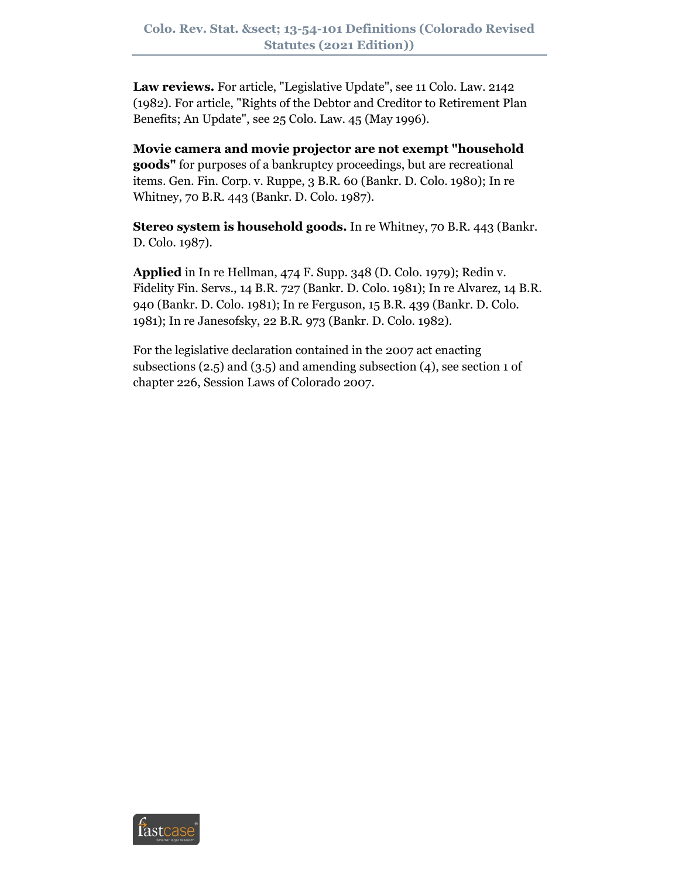**Law reviews.** For article, "Legislative Update", see 11 Colo. Law. 2142 (1982). For article, "Rights of the Debtor and Creditor to Retirement Plan Benefits; An Update", see 25 Colo. Law. 45 (May 1996).

**Movie camera and movie projector are not exempt "household goods"** for purposes of a bankruptcy proceedings, but are recreational items. Gen. Fin. Corp. v. Ruppe, 3 B.R. 60 (Bankr. D. Colo. 1980); In re Whitney, 70 B.R. 443 (Bankr. D. Colo. 1987).

**Stereo system is household goods.** In re Whitney, 70 B.R. 443 (Bankr. D. Colo. 1987).

**Applied** in In re Hellman, 474 F. Supp. 348 (D. Colo. 1979); Redin v. Fidelity Fin. Servs., 14 B.R. 727 (Bankr. D. Colo. 1981); In re Alvarez, 14 B.R. 940 (Bankr. D. Colo. 1981); In re Ferguson, 15 B.R. 439 (Bankr. D. Colo. 1981); In re Janesofsky, 22 B.R. 973 (Bankr. D. Colo. 1982).

For the legislative declaration contained in the 2007 act enacting subsections (2.5) and (3.5) and amending subsection (4), see section 1 of chapter 226, Session Laws of Colorado 2007.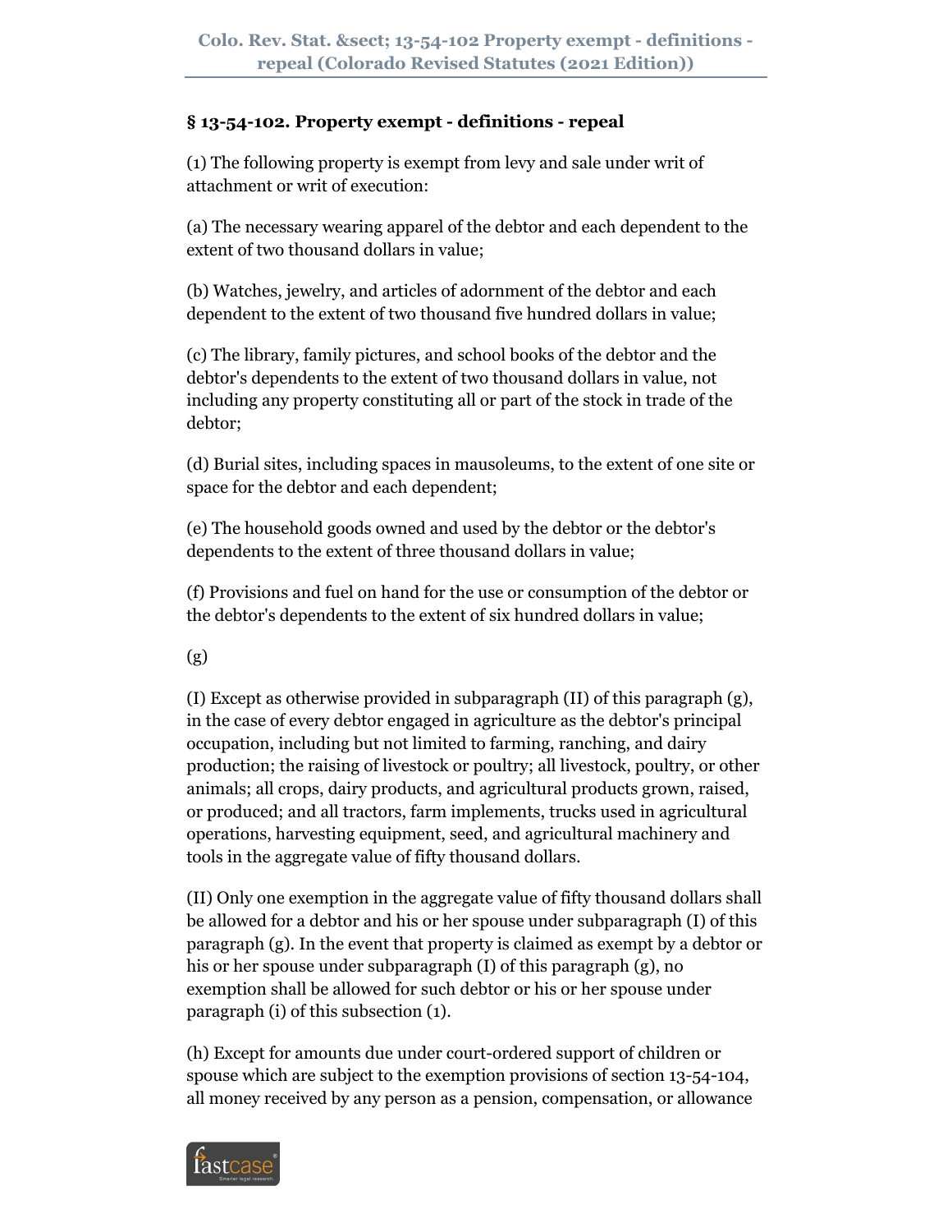## § 13-54-102. Property exempt - definitions - repeal

(1) The following property is exempt from levy and sale under writ of attachment or writ of execution:

(a) The necessary wearing apparel of the debtor and each dependent to the extent of two thousand dollars in value;

(b) Watches, jewelry, and articles of adornment of the debtor and each dependent to the extent of two thousand five hundred dollars in value;

(c) The library, family pictures, and school books of the debtor and the debtor's dependents to the extent of two thousand dollars in value, not including any property constituting all or part of the stock in trade of the debtor;

(d) Burial sites, including spaces in mausoleums, to the extent of one site or space for the debtor and each dependent;

(e) The household goods owned and used by the debtor or the debtor's dependents to the extent of three thousand dollars in value;

(f) Provisions and fuel on hand for the use or consumption of the debtor or the debtor's dependents to the extent of six hundred dollars in value;

(g)

(I) Except as otherwise provided in subparagraph (II) of this paragraph (g), in the case of every debtor engaged in agriculture as the debtor's principal occupation, including but not limited to farming, ranching, and dairy production; the raising of livestock or poultry; all livestock, poultry, or other animals; all crops, dairy products, and agricultural products grown, raised, or produced; and all tractors, farm implements, trucks used in agricultural operations, harvesting equipment, seed, and agricultural machinery and tools in the aggregate value of fifty thousand dollars.

(II) Only one exemption in the aggregate value of fifty thousand dollars shall be allowed for a debtor and his or her spouse under subparagraph (I) of this paragraph (g). In the event that property is claimed as exempt by a debtor or his or her spouse under subparagraph (I) of this paragraph (g), no exemption shall be allowed for such debtor or his or her spouse under paragraph (i) of this subsection (1).

(h) Except for amounts due under court-ordered support of children or spouse which are subject to the exemption provisions of section 13-54-104, all money received by any person as a pension, compensation, or allowance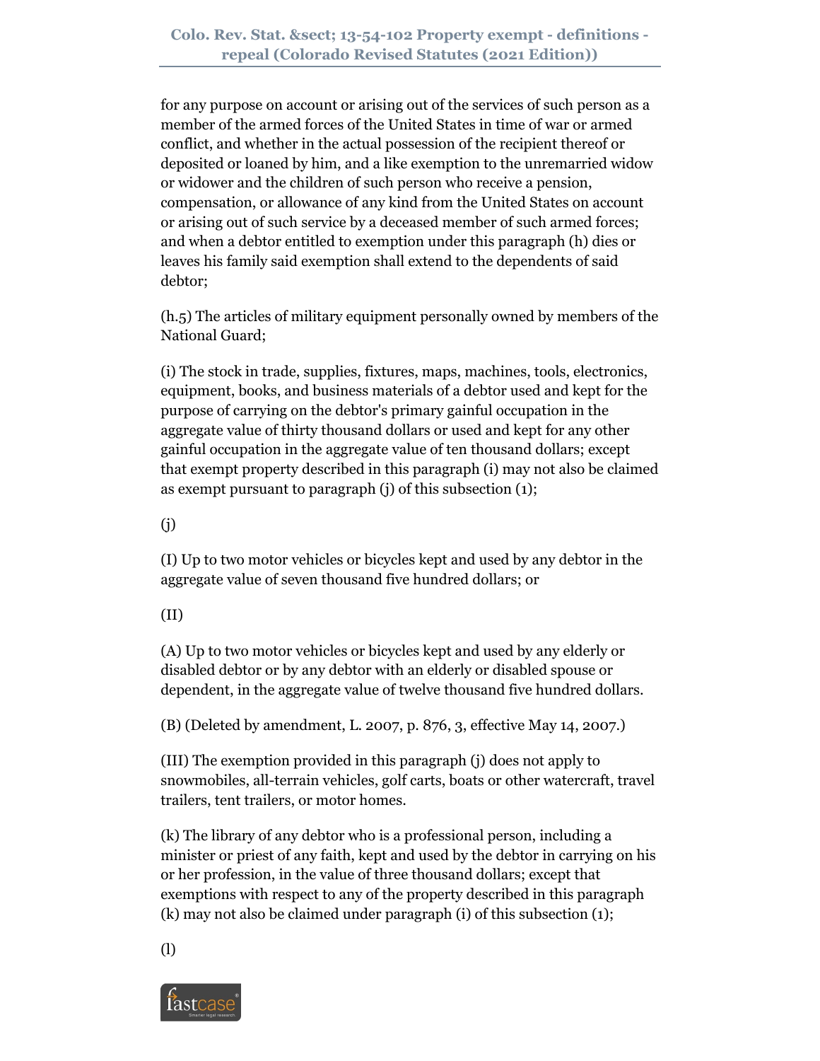for any purpose on account or arising out of the services of such person as a member of the armed forces of the United States in time of war or armed conflict, and whether in the actual possession of the recipient thereof or deposited or loaned by him, and a like exemption to the unremarried widow or widower and the children of such person who receive a pension, compensation, or allowance of any kind from the United States on account or arising out of such service by a deceased member of such armed forces; and when a debtor entitled to exemption under this paragraph (h) dies or leaves his family said exemption shall extend to the dependents of said debtor;

(h.5) The articles of military equipment personally owned by members of the National Guard;

(i) The stock in trade, supplies, fixtures, maps, machines, tools, electronics, equipment, books, and business materials of a debtor used and kept for the purpose of carrying on the debtor's primary gainful occupation in the aggregate value of thirty thousand dollars or used and kept for any other gainful occupation in the aggregate value of ten thousand dollars; except that exempt property described in this paragraph (i) may not also be claimed as exempt pursuant to paragraph (j) of this subsection (1);

(j)

(I) Up to two motor vehicles or bicycles kept and used by any debtor in the aggregate value of seven thousand five hundred dollars; or

(II)

(A) Up to two motor vehicles or bicycles kept and used by any elderly or disabled debtor or by any debtor with an elderly or disabled spouse or dependent, in the aggregate value of twelve thousand five hundred dollars.

(B) (Deleted by amendment, L. 2007, p. 876, 3, effective May 14, 2007.)

(III) The exemption provided in this paragraph (j) does not apply to snowmobiles, all-terrain vehicles, golf carts, boats or other watercraft, travel trailers, tent trailers, or motor homes.

(k) The library of any debtor who is a professional person, including a minister or priest of any faith, kept and used by the debtor in carrying on his or her profession, in the value of three thousand dollars; except that exemptions with respect to any of the property described in this paragraph (k) may not also be claimed under paragraph (i) of this subsection (1);

(l)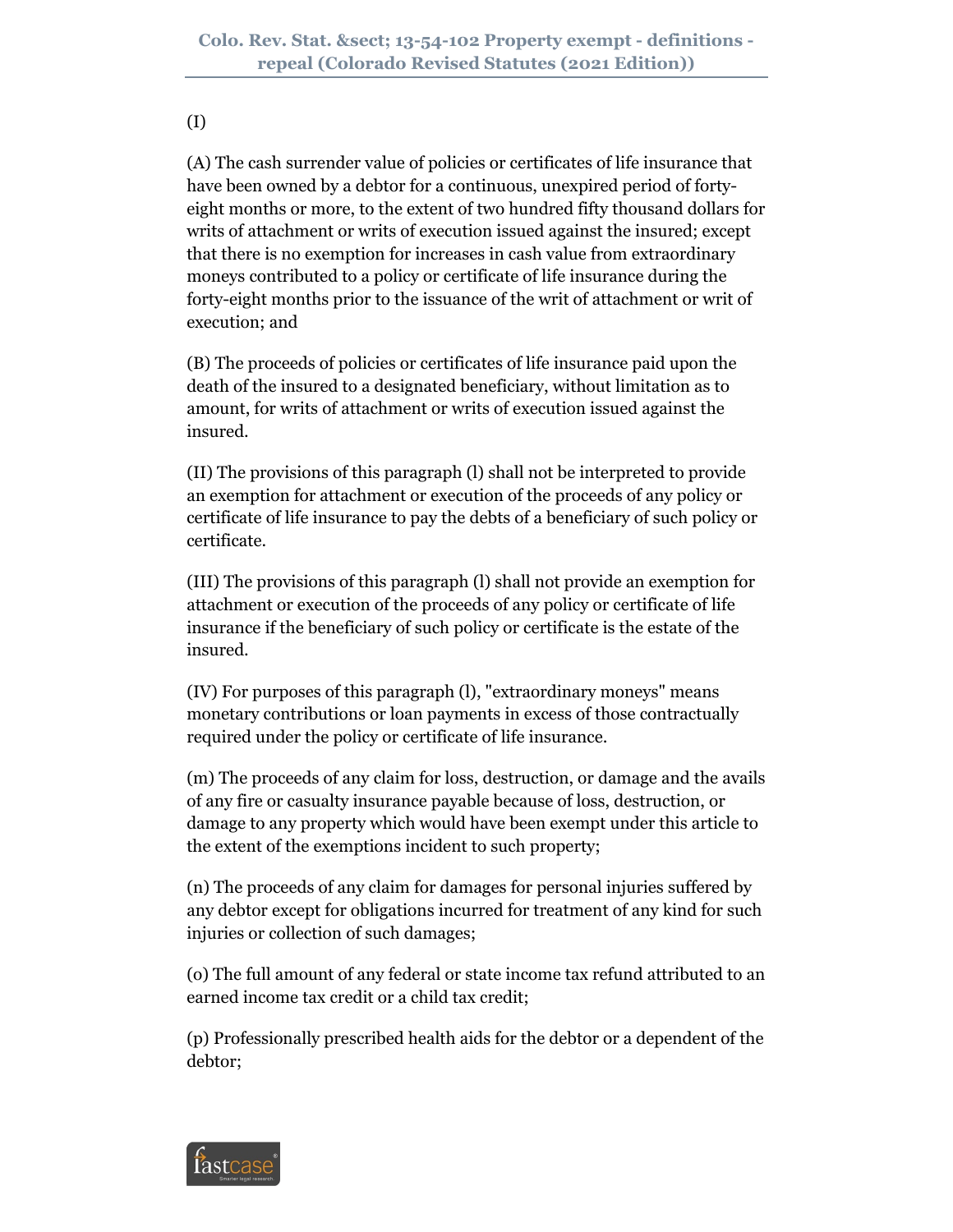(I)

(A) The cash surrender value of policies or certificates of life insurance that have been owned by a debtor for a continuous, unexpired period of forty-eight months or more, to the extent of two hundred fifty thousand dollars for writs of attachment or writs of execution issued against the insured; except that there is no exemption for increases in cash value from extraordinary moneys contributed to a policy or certificate of life insurance during the forty-eight months prior to the issuance of the writ of attachment or writ of execution; and

(B) The proceeds of policies or certificates of life insurance paid upon the death of the insured to a designated beneficiary, without limitation as to amount, for writs of attachment or writs of execution issued against the insured.

(II) The provisions of this paragraph (l) shall not be interpreted to provide an exemption for attachment or execution of the proceeds of any policy or certificate of life insurance to pay the debts of a beneficiary of such policy or certificate.

(III) The provisions of this paragraph (l) shall not provide an exemption for attachment or execution of the proceeds of any policy or certificate of life insurance if the beneficiary of such policy or certificate is the estate of the insured.

(IV) For purposes of this paragraph (l), "extraordinary moneys" means monetary contributions or loan payments in excess of those contractually required under the policy or certificate of life insurance.

(m) The proceeds of any claim for loss, destruction, or damage and the avails of any fire or casualty insurance payable because of loss, destruction, or damage to any property which would have been exempt under this article to the extent of the exemptions incident to such property;

(n) The proceeds of any claim for damages for personal injuries suffered by any debtor except for obligations incurred for treatment of any kind for such injuries or collection of such damages;

(o) The full amount of any federal or state income tax refund attributed to an earned income tax credit or a child tax credit;

(p) Professionally prescribed health aids for the debtor or a dependent of the debtor;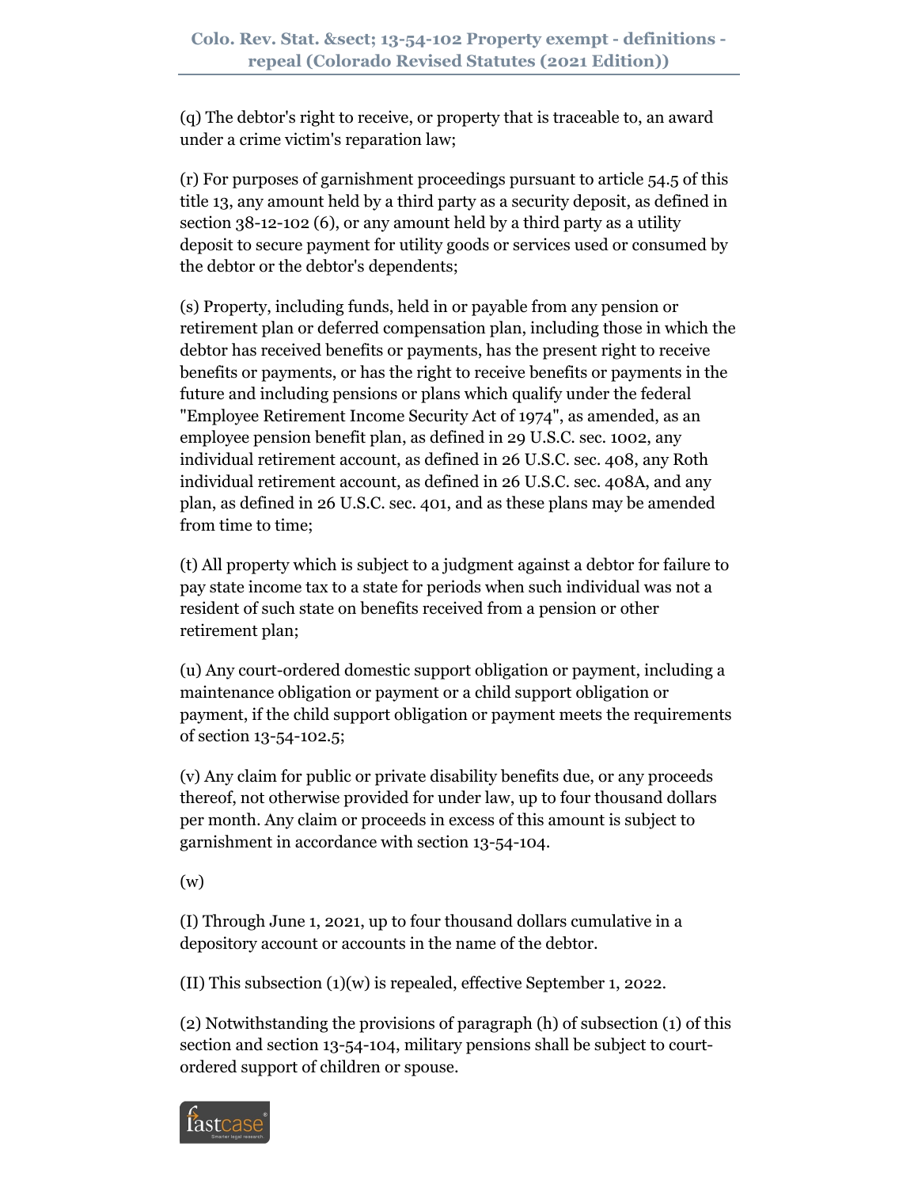(q) The debtor's right to receive, or property that is traceable to, an award under a crime victim's reparation law;

(r) For purposes of garnishment proceedings pursuant to article 54.5 of this title 13, any amount held by a third party as a security deposit, as defined in section 38-12-102 (6), or any amount held by a third party as a utility deposit to secure payment for utility goods or services used or consumed by the debtor or the debtor's dependents;

(s) Property, including funds, held in or payable from any pension or retirement plan or deferred compensation plan, including those in which the debtor has received benefits or payments, has the present right to receive benefits or payments, or has the right to receive benefits or payments in the future and including pensions or plans which qualify under the federal "Employee Retirement Income Security Act of 1974", as amended, as an employee pension benefit plan, as defined in 29 U.S.C. sec. 1002, any individual retirement account, as defined in 26 U.S.C. sec. 408, any Roth individual retirement account, as defined in 26 U.S.C. sec. 408A, and any plan, as defined in 26 U.S.C. sec. 401, and as these plans may be amended from time to time;

(t) All property which is subject to a judgment against a debtor for failure to pay state income tax to a state for periods when such individual was not a resident of such state on benefits received from a pension or other retirement plan;

(u) Any court-ordered domestic support obligation or payment, including a maintenance obligation or payment or a child support obligation or payment, if the child support obligation or payment meets the requirements of section 13-54-102.5;

(v) Any claim for public or private disability benefits due, or any proceeds thereof, not otherwise provided for under law, up to four thousand dollars per month. Any claim or proceeds in excess of this amount is subject to garnishment in accordance with section 13-54-104.

(w)

(I) Through June 1, 2021, up to four thousand dollars cumulative in a depository account or accounts in the name of the debtor.

(II) This subsection (1)(w) is repealed, effective September 1, 2022.

(2) Notwithstanding the provisions of paragraph (h) of subsection (1) of this section and section 13-54-104, military pensions shall be subject to court-ordered support of children or spouse.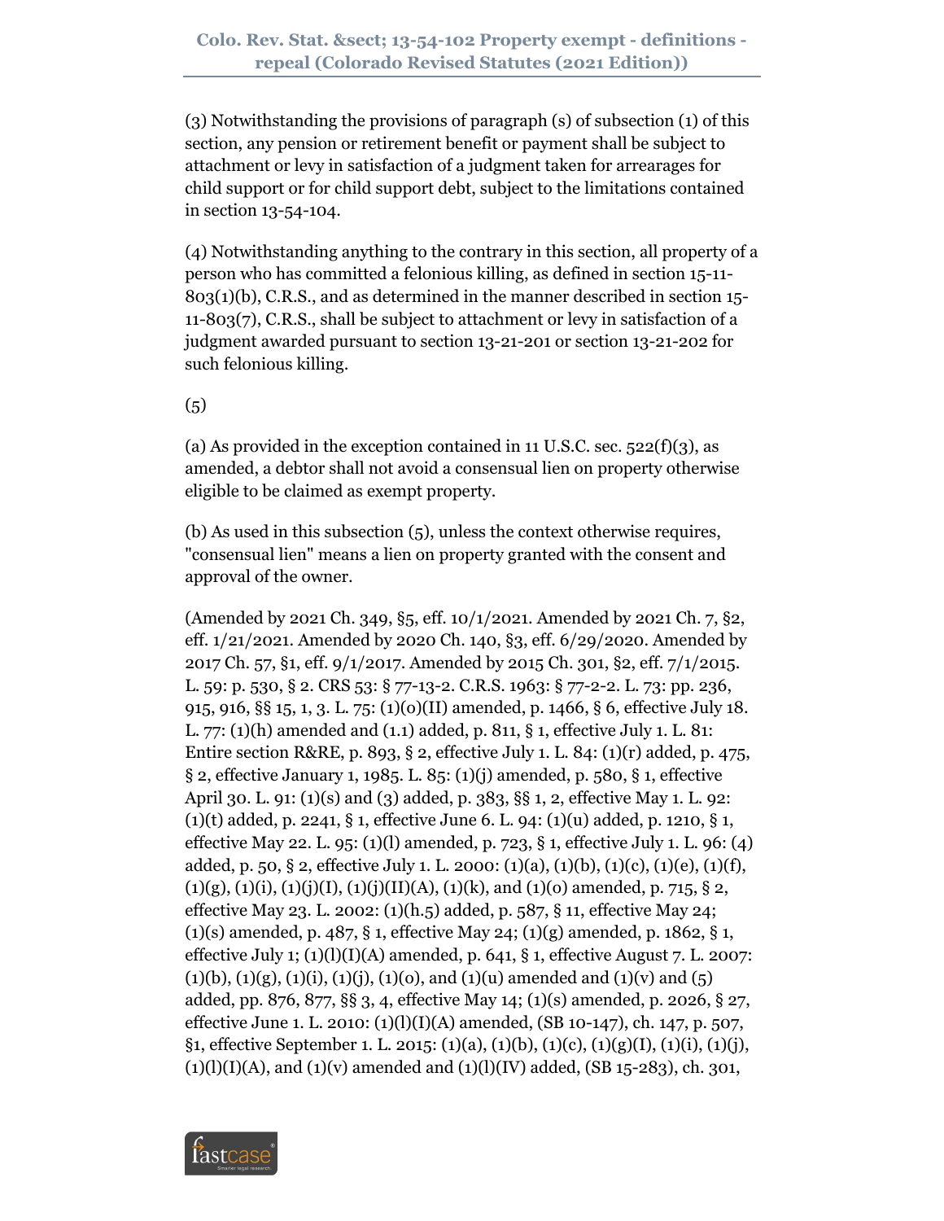(3) Notwithstanding the provisions of paragraph (s) of subsection (1) of this section, any pension or retirement benefit or payment shall be subject to attachment or levy in satisfaction of a judgment taken for arrearages for child support or for child support debt, subject to the limitations contained in section 13-54-104.

(4) Notwithstanding anything to the contrary in this section, all property of a person who has committed a felonious killing, as defined in section 15-11-803(1)(b), C.R.S., and as determined in the manner described in section 15-11-803(7), C.R.S., shall be subject to attachment or levy in satisfaction of a judgment awarded pursuant to section 13-21-201 or section 13-21-202 for such felonious killing.

(5)

(a) As provided in the exception contained in 11 U.S.C. sec. 522(f)(3), as amended, a debtor shall not avoid a consensual lien on property otherwise eligible to be claimed as exempt property.

(b) As used in this subsection (5), unless the context otherwise requires, "consensual lien" means a lien on property granted with the consent and approval of the owner.

(Amended by 2021 Ch. 349, §5, eff. 10/1/2021. Amended by 2021 Ch. 7, §2, eff. 1/21/2021. Amended by 2020 Ch. 140, §3, eff. 6/29/2020. Amended by 2017 Ch. 57, §1, eff. 9/1/2017. Amended by 2015 Ch. 301, §2, eff. 7/1/2015. L. 59: p. 530, § 2. CRS 53: § 77-13-2. C.R.S. 1963: § 77-2-2. L. 73: pp. 236, 915, 916, §§ 15, 1, 3. L. 75: (1)(o)(II) amended, p. 1466, § 6, effective July 18. L. 77: (1)(h) amended and (1.1) added, p. 811, § 1, effective July 1. L. 81: Entire section R&RE, p. 893, § 2, effective July 1. L. 84: (1)(r) added, p. 475, § 2, effective January 1, 1985. L. 85: (1)(j) amended, p. 580, § 1, effective April 30. L. 91: (1)(s) and (3) added, p. 383, §§ 1, 2, effective May 1. L. 92: (1)(t) added, p. 2241, § 1, effective June 6. L. 94: (1)(u) added, p. 1210, § 1, effective May 22. L. 95: (1)(l) amended, p. 723, § 1, effective July 1. L. 96: (4) added, p. 50, § 2, effective July 1. L. 2000: (1)(a), (1)(b), (1)(c), (1)(e), (1)(f), (1)(g), (1)(i), (1)(j)(I), (1)(j)(II)(A), (1)(k), and (1)(o) amended, p. 715, § 2, effective May 23. L. 2002: (1)(h.5) added, p. 587, § 11, effective May 24; (1)(s) amended, p. 487, § 1, effective May 24; (1)(g) amended, p. 1862, § 1, effective July 1; (1)(l)(I)(A) amended, p. 641, § 1, effective August 7. L. 2007: (1)(b), (1)(g), (1)(i), (1)(j), (1)(o), and (1)(u) amended and (1)(v) and (5) added, pp. 876, 877, §§ 3, 4, effective May 14; (1)(s) amended, p. 2026, § 27, effective June 1. L. 2010: (1)(l)(I)(A) amended, (SB 10-147), ch. 147, p. 507, §1, effective September 1. L. 2015: (1)(a), (1)(b), (1)(c), (1)(g)(I), (1)(i), (1)(j), (1)(l)(I)(A), and (1)(v) amended and (1)(l)(IV) added, (SB 15-283), ch. 301,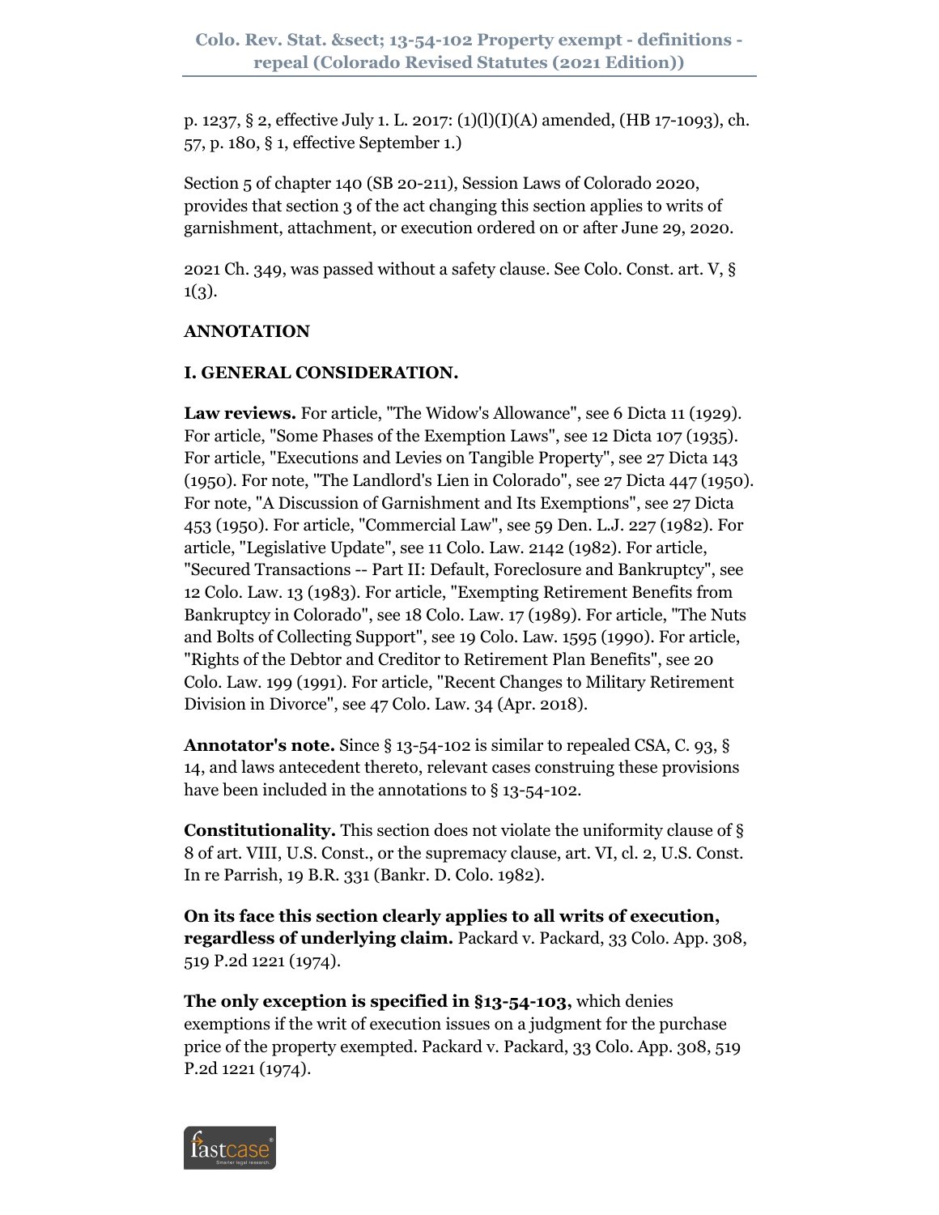p. 1237, § 2, effective July 1. L. 2017: (1)(l)(I)(A) amended, (HB 17-1093), ch. 57, p. 180, § 1, effective September 1.)

Section 5 of chapter 140 (SB 20-211), Session Laws of Colorado 2020, provides that section 3 of the act changing this section applies to writs of garnishment, attachment, or execution ordered on or after June 29, 2020.

2021 Ch. 349, was passed without a safety clause. See Colo. Const. art. V, § 1(3).

**ANNOTATION**

**I. GENERAL CONSIDERATION.**

**Law reviews.** For article, "The Widow's Allowance", see 6 Dicta 11 (1929). For article, "Some Phases of the Exemption Laws", see 12 Dicta 107 (1935). For article, "Executions and Levies on Tangible Property", see 27 Dicta 143 (1950). For note, "The Landlord's Lien in Colorado", see 27 Dicta 447 (1950). For note, "A Discussion of Garnishment and Its Exemptions", see 27 Dicta 453 (1950). For article, "Commercial Law", see 59 Den. L.J. 227 (1982). For article, "Legislative Update", see 11 Colo. Law. 2142 (1982). For article, "Secured Transactions -- Part II: Default, Foreclosure and Bankruptcy", see 12 Colo. Law. 13 (1983). For article, "Exempting Retirement Benefits from Bankruptcy in Colorado", see 18 Colo. Law. 17 (1989). For article, "The Nuts and Bolts of Collecting Support", see 19 Colo. Law. 1595 (1990). For article, "Rights of the Debtor and Creditor to Retirement Plan Benefits", see 20 Colo. Law. 199 (1991). For article, "Recent Changes to Military Retirement Division in Divorce", see 47 Colo. Law. 34 (Apr. 2018).

**Annotator's note.** Since § 13-54-102 is similar to repealed CSA, C. 93, § 14, and laws antecedent thereto, relevant cases construing these provisions have been included in the annotations to § 13-54-102.

**Constitutionality.** This section does not violate the uniformity clause of § 8 of art. VIII, U.S. Const., or the supremacy clause, art. VI, cl. 2, U.S. Const. In re Parrish, 19 B.R. 331 (Bankr. D. Colo. 1982).

**On its face this section clearly applies to all writs of execution, regardless of underlying claim.** Packard v. Packard, 33 Colo. App. 308, 519 P.2d 1221 (1974).

**The only exception is specified in §13-54-103,** which denies exemptions if the writ of execution issues on a judgment for the purchase price of the property exempted. Packard v. Packard, 33 Colo. App. 308, 519 P.2d 1221 (1974).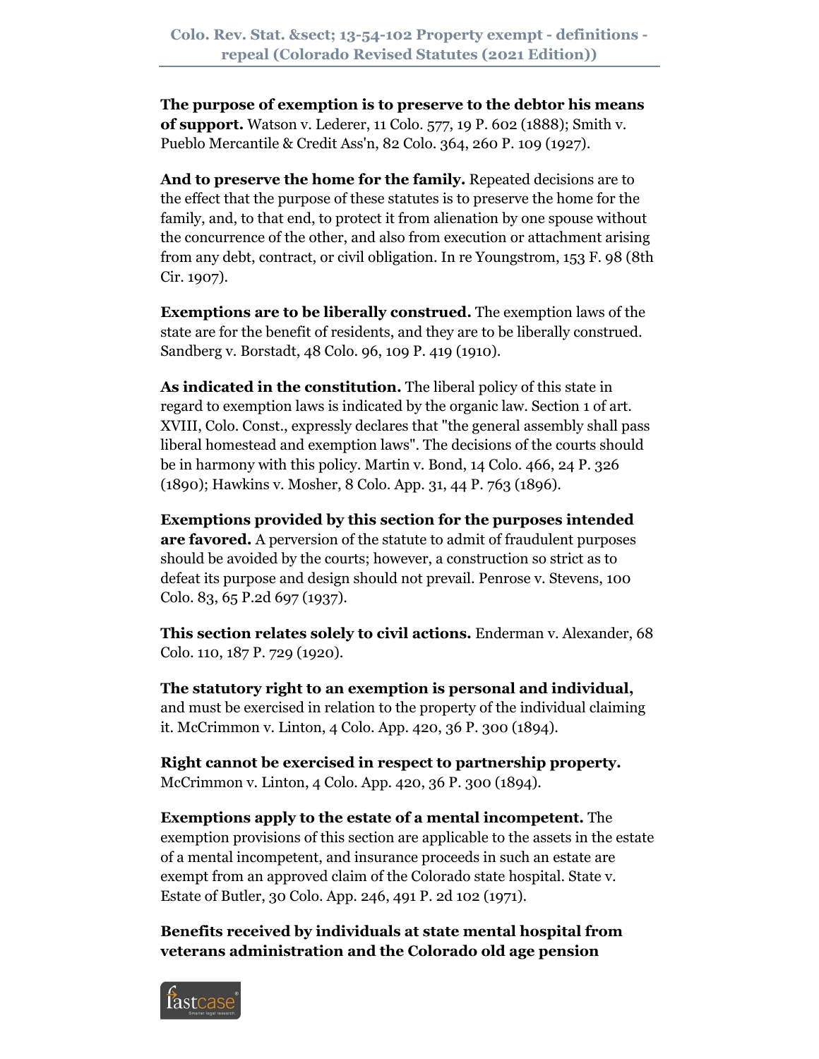**The purpose of exemption is to preserve to the debtor his means of support.** Watson v. Lederer, 11 Colo. 577, 19 P. 602 (1888); Smith v. Pueblo Mercantile & Credit Ass'n, 82 Colo. 364, 260 P. 109 (1927).

**And to preserve the home for the family.** Repeated decisions are to the effect that the purpose of these statutes is to preserve the home for the family, and, to that end, to protect it from alienation by one spouse without the concurrence of the other, and also from execution or attachment arising from any debt, contract, or civil obligation. In re Youngstrom, 153 F. 98 (8th Cir. 1907).

**Exemptions are to be liberally construed.** The exemption laws of the state are for the benefit of residents, and they are to be liberally construed. Sandberg v. Borstadt, 48 Colo. 96, 109 P. 419 (1910).

**As indicated in the constitution.** The liberal policy of this state in regard to exemption laws is indicated by the organic law. Section 1 of art. XVIII, Colo. Const., expressly declares that "the general assembly shall pass liberal homestead and exemption laws". The decisions of the courts should be in harmony with this policy. Martin v. Bond, 14 Colo. 466, 24 P. 326 (1890); Hawkins v. Mosher, 8 Colo. App. 31, 44 P. 763 (1896).

**Exemptions provided by this section for the purposes intended are favored.** A perversion of the statute to admit of fraudulent purposes should be avoided by the courts; however, a construction so strict as to defeat its purpose and design should not prevail. Penrose v. Stevens, 100 Colo. 83, 65 P.2d 697 (1937).

**This section relates solely to civil actions.** Enderman v. Alexander, 68 Colo. 110, 187 P. 729 (1920).

**The statutory right to an exemption is personal and individual,** and must be exercised in relation to the property of the individual claiming it. McCrimmon v. Linton, 4 Colo. App. 420, 36 P. 300 (1894).

**Right cannot be exercised in respect to partnership property.** McCrimmon v. Linton, 4 Colo. App. 420, 36 P. 300 (1894).

**Exemptions apply to the estate of a mental incompetent.** The exemption provisions of this section are applicable to the assets in the estate of a mental incompetent, and insurance proceeds in such an estate are exempt from an approved claim of the Colorado state hospital. State v. Estate of Butler, 30 Colo. App. 246, 491 P. 2d 102 (1971).

**Benefits received by individuals at state mental hospital from veterans administration and the Colorado old age pension**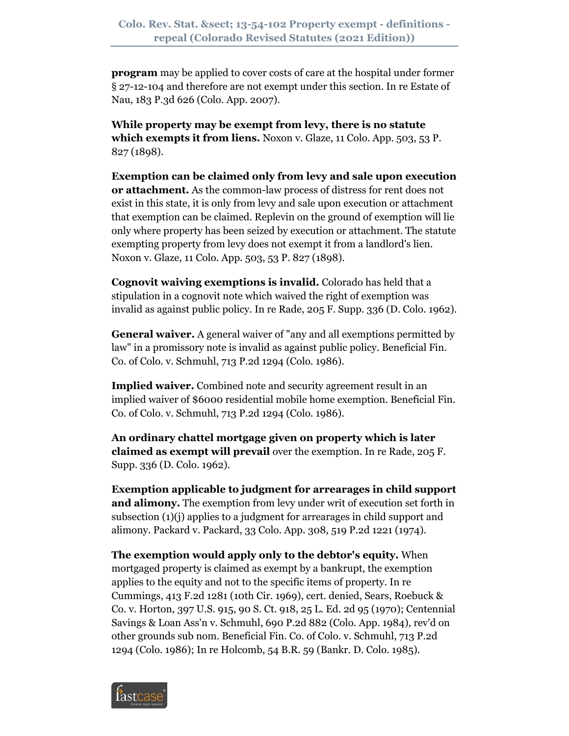**program** may be applied to cover costs of care at the hospital under former § 27-12-104 and therefore are not exempt under this section. In re Estate of Nau, 183 P.3d 626 (Colo. App. 2007).

**While property may be exempt from levy, there is no statute which exempts it from liens.** Noxon v. Glaze, 11 Colo. App. 503, 53 P. 827 (1898).

**Exemption can be claimed only from levy and sale upon execution or attachment.** As the common-law process of distress for rent does not exist in this state, it is only from levy and sale upon execution or attachment that exemption can be claimed. Replevin on the ground of exemption will lie only where property has been seized by execution or attachment. The statute exempting property from levy does not exempt it from a landlord's lien. Noxon v. Glaze, 11 Colo. App. 503, 53 P. 827 (1898).

**Cognovit waiving exemptions is invalid.** Colorado has held that a stipulation in a cognovit note which waived the right of exemption was invalid as against public policy. In re Rade, 205 F. Supp. 336 (D. Colo. 1962).

**General waiver.** A general waiver of "any and all exemptions permitted by law" in a promissory note is invalid as against public policy. Beneficial Fin. Co. of Colo. v. Schmuhl, 713 P.2d 1294 (Colo. 1986).

**Implied waiver.** Combined note and security agreement result in an implied waiver of $6000 residential mobile home exemption. Beneficial Fin. Co. of Colo. v. Schmuhl, 713 P.2d 1294 (Colo. 1986).

**An ordinary chattel mortgage given on property which is later claimed as exempt will prevail** over the exemption. In re Rade, 205 F. Supp. 336 (D. Colo. 1962).

**Exemption applicable to judgment for arrearages in child support and alimony.** The exemption from levy under writ of execution set forth in subsection (1)(j) applies to a judgment for arrearages in child support and alimony. Packard v. Packard, 33 Colo. App. 308, 519 P.2d 1221 (1974).

**The exemption would apply only to the debtor's equity.** When mortgaged property is claimed as exempt by a bankrupt, the exemption applies to the equity and not to the specific items of property. In re Cummings, 413 F.2d 1281 (10th Cir. 1969), cert. denied, Sears, Roebuck & Co. v. Horton, 397 U.S. 915, 90 S. Ct. 918, 25 L. Ed. 2d 95 (1970); Centennial Savings & Loan Ass'n v. Schmuhl, 690 P.2d 882 (Colo. App. 1984), rev'd on other grounds sub nom. Beneficial Fin. Co. of Colo. v. Schmuhl, 713 P.2d 1294 (Colo. 1986); In re Holcomb, 54 B.R. 59 (Bankr. D. Colo. 1985).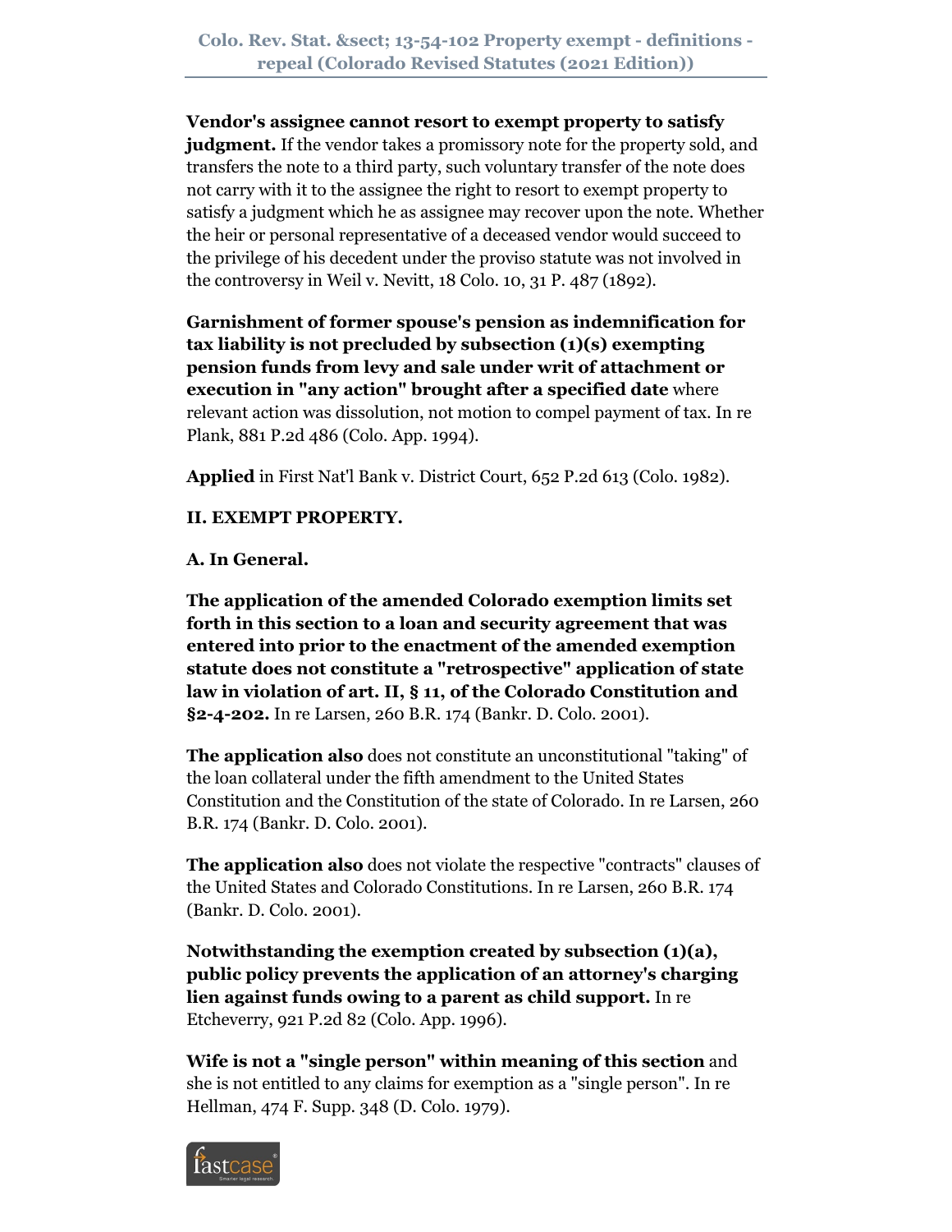**Vendor's assignee cannot resort to exempt property to satisfy judgment.** If the vendor takes a promissory note for the property sold, and transfers the note to a third party, such voluntary transfer of the note does not carry with it to the assignee the right to resort to exempt property to satisfy a judgment which he as assignee may recover upon the note. Whether the heir or personal representative of a deceased vendor would succeed to the privilege of his decedent under the proviso statute was not involved in the controversy in Weil v. Nevitt, 18 Colo. 10, 31 P. 487 (1892).

**Garnishment of former spouse's pension as indemnification for tax liability is not precluded by subsection (1)(s) exempting pension funds from levy and sale under writ of attachment or execution in "any action" brought after a specified date** where relevant action was dissolution, not motion to compel payment of tax. In re Plank, 881 P.2d 486 (Colo. App. 1994).

**Applied** in First Nat'l Bank v. District Court, 652 P.2d 613 (Colo. 1982).

**II. EXEMPT PROPERTY.**

**A. In General.**

**The application of the amended Colorado exemption limits set forth in this section to a loan and security agreement that was entered into prior to the enactment of the amended exemption statute does not constitute a "retrospective" application of state law in violation of art. II, § 11, of the Colorado Constitution and §2-4-202.** In re Larsen, 260 B.R. 174 (Bankr. D. Colo. 2001).

**The application also** does not constitute an unconstitutional "taking" of the loan collateral under the fifth amendment to the United States Constitution and the Constitution of the state of Colorado. In re Larsen, 260 B.R. 174 (Bankr. D. Colo. 2001).

**The application also** does not violate the respective "contracts" clauses of the United States and Colorado Constitutions. In re Larsen, 260 B.R. 174 (Bankr. D. Colo. 2001).

**Notwithstanding the exemption created by subsection (1)(a), public policy prevents the application of an attorney's charging lien against funds owing to a parent as child support.** In re Etcheverry, 921 P.2d 82 (Colo. App. 1996).

**Wife is not a "single person" within meaning of this section** and she is not entitled to any claims for exemption as a "single person". In re Hellman, 474 F. Supp. 348 (D. Colo. 1979).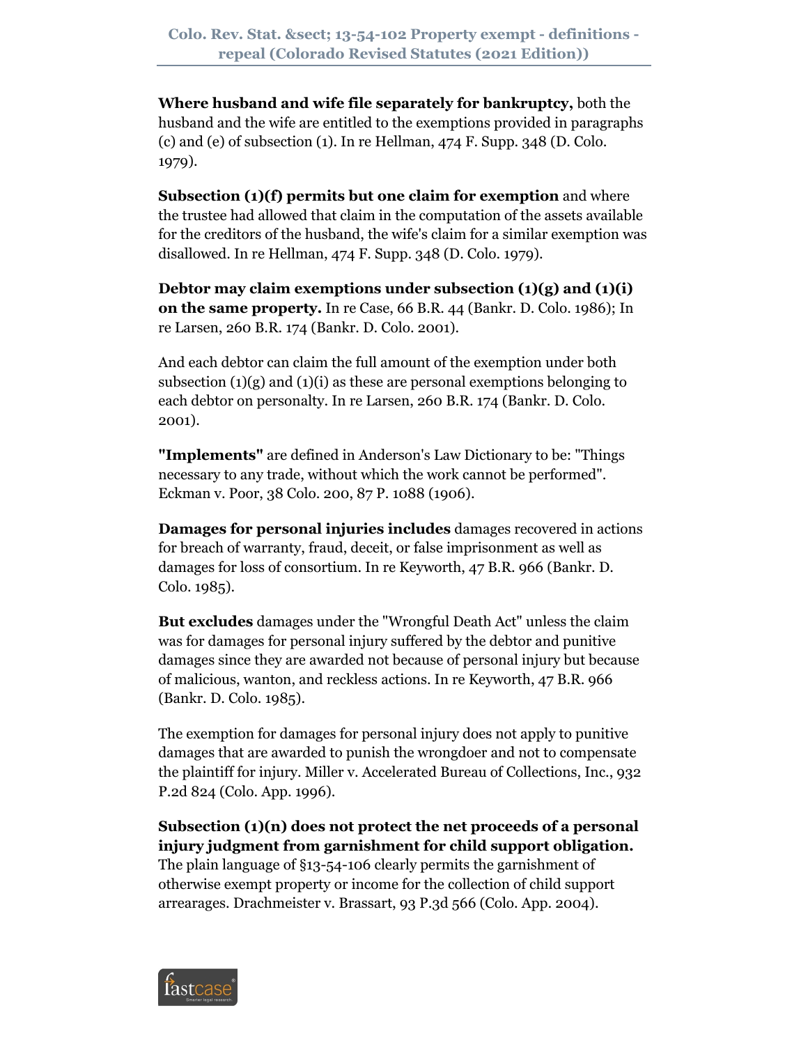**Where husband and wife file separately for bankruptcy,** both the husband and the wife are entitled to the exemptions provided in paragraphs (c) and (e) of subsection (1). In re Hellman, 474 F. Supp. 348 (D. Colo. 1979).

**Subsection (1)(f) permits but one claim for exemption** and where the trustee had allowed that claim in the computation of the assets available for the creditors of the husband, the wife's claim for a similar exemption was disallowed. In re Hellman, 474 F. Supp. 348 (D. Colo. 1979).

**Debtor may claim exemptions under subsection (1)(g) and (1)(i) on the same property.** In re Case, 66 B.R. 44 (Bankr. D. Colo. 1986); In re Larsen, 260 B.R. 174 (Bankr. D. Colo. 2001).

And each debtor can claim the full amount of the exemption under both subsection (1)(g) and (1)(i) as these are personal exemptions belonging to each debtor on personalty. In re Larsen, 260 B.R. 174 (Bankr. D. Colo. 2001).

**"Implements"** are defined in Anderson's Law Dictionary to be: "Things necessary to any trade, without which the work cannot be performed". Eckman v. Poor, 38 Colo. 200, 87 P. 1088 (1906).

**Damages for personal injuries includes** damages recovered in actions for breach of warranty, fraud, deceit, or false imprisonment as well as damages for loss of consortium. In re Keyworth, 47 B.R. 966 (Bankr. D. Colo. 1985).

**But excludes** damages under the "Wrongful Death Act" unless the claim was for damages for personal injury suffered by the debtor and punitive damages since they are awarded not because of personal injury but because of malicious, wanton, and reckless actions. In re Keyworth, 47 B.R. 966 (Bankr. D. Colo. 1985).

The exemption for damages for personal injury does not apply to punitive damages that are awarded to punish the wrongdoer and not to compensate the plaintiff for injury. Miller v. Accelerated Bureau of Collections, Inc., 932 P.2d 824 (Colo. App. 1996).

**Subsection (1)(n) does not protect the net proceeds of a personal injury judgment from garnishment for child support obligation.** The plain language of §13-54-106 clearly permits the garnishment of otherwise exempt property or income for the collection of child support arrearages. Drachmeister v. Brassart, 93 P.3d 566 (Colo. App. 2004).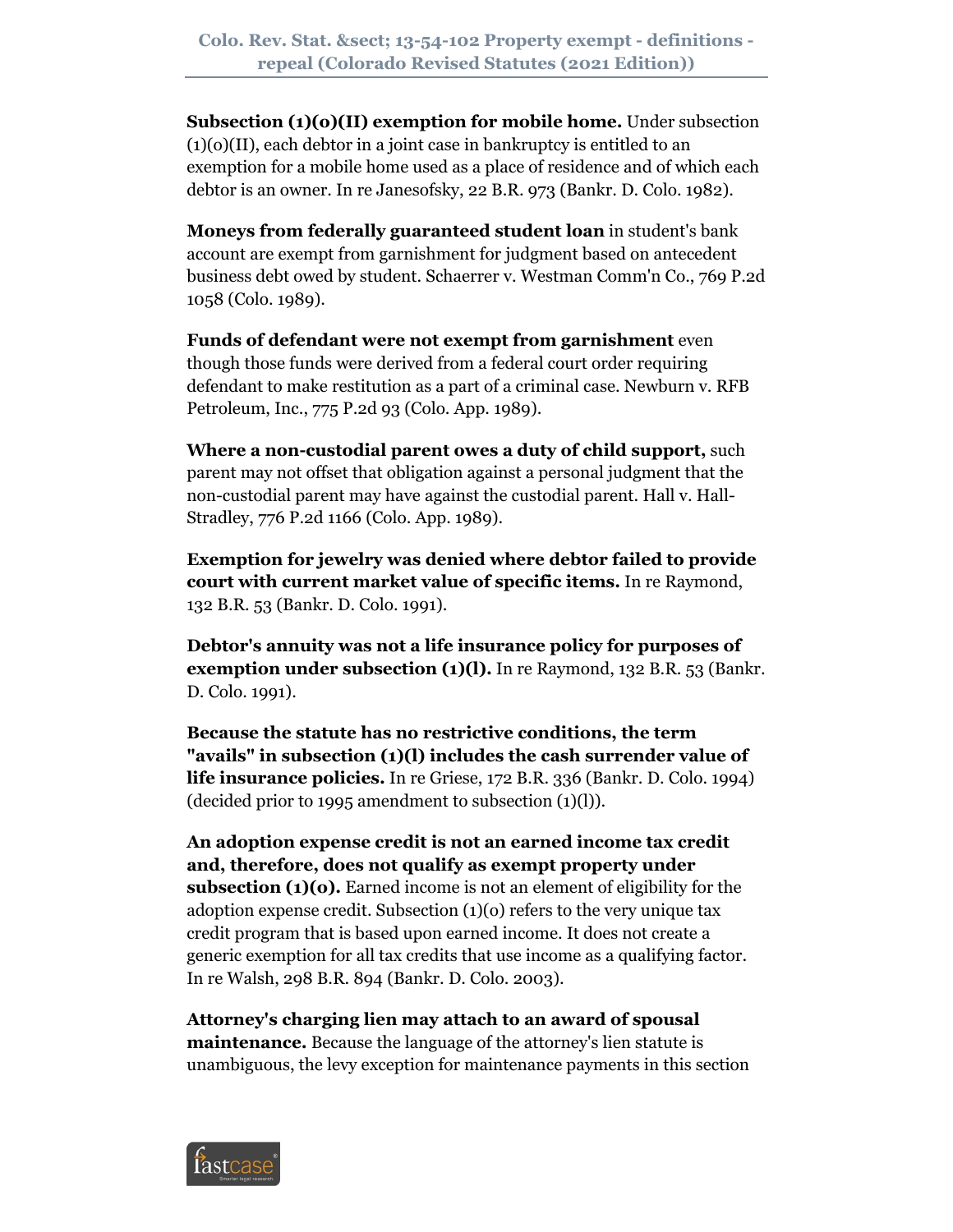**Subsection (1)(o)(II) exemption for mobile home.** Under subsection (1)(o)(II), each debtor in a joint case in bankruptcy is entitled to an exemption for a mobile home used as a place of residence and of which each debtor is an owner. In re Janesofsky, 22 B.R. 973 (Bankr. D. Colo. 1982).

**Moneys from federally guaranteed student loan** in student's bank account are exempt from garnishment for judgment based on antecedent business debt owed by student. Schaerrer v. Westman Comm'n Co., 769 P.2d 1058 (Colo. 1989).

**Funds of defendant were not exempt from garnishment** even though those funds were derived from a federal court order requiring defendant to make restitution as a part of a criminal case. Newburn v. RFB Petroleum, Inc., 775 P.2d 93 (Colo. App. 1989).

**Where a non-custodial parent owes a duty of child support,** such parent may not offset that obligation against a personal judgment that the non-custodial parent may have against the custodial parent. Hall v. Hall-Stradley, 776 P.2d 1166 (Colo. App. 1989).

**Exemption for jewelry was denied where debtor failed to provide court with current market value of specific items.** In re Raymond, 132 B.R. 53 (Bankr. D. Colo. 1991).

**Debtor's annuity was not a life insurance policy for purposes of exemption under subsection (1)(l).** In re Raymond, 132 B.R. 53 (Bankr. D. Colo. 1991).

**Because the statute has no restrictive conditions, the term "avails" in subsection (1)(l) includes the cash surrender value of life insurance policies.** In re Griese, 172 B.R. 336 (Bankr. D. Colo. 1994) (decided prior to 1995 amendment to subsection (1)(l)).

**An adoption expense credit is not an earned income tax credit and, therefore, does not qualify as exempt property under subsection (1)(o).** Earned income is not an element of eligibility for the adoption expense credit. Subsection (1)(o) refers to the very unique tax credit program that is based upon earned income. It does not create a generic exemption for all tax credits that use income as a qualifying factor. In re Walsh, 298 B.R. 894 (Bankr. D. Colo. 2003).

**Attorney's charging lien may attach to an award of spousal maintenance.** Because the language of the attorney's lien statute is unambiguous, the levy exception for maintenance payments in this section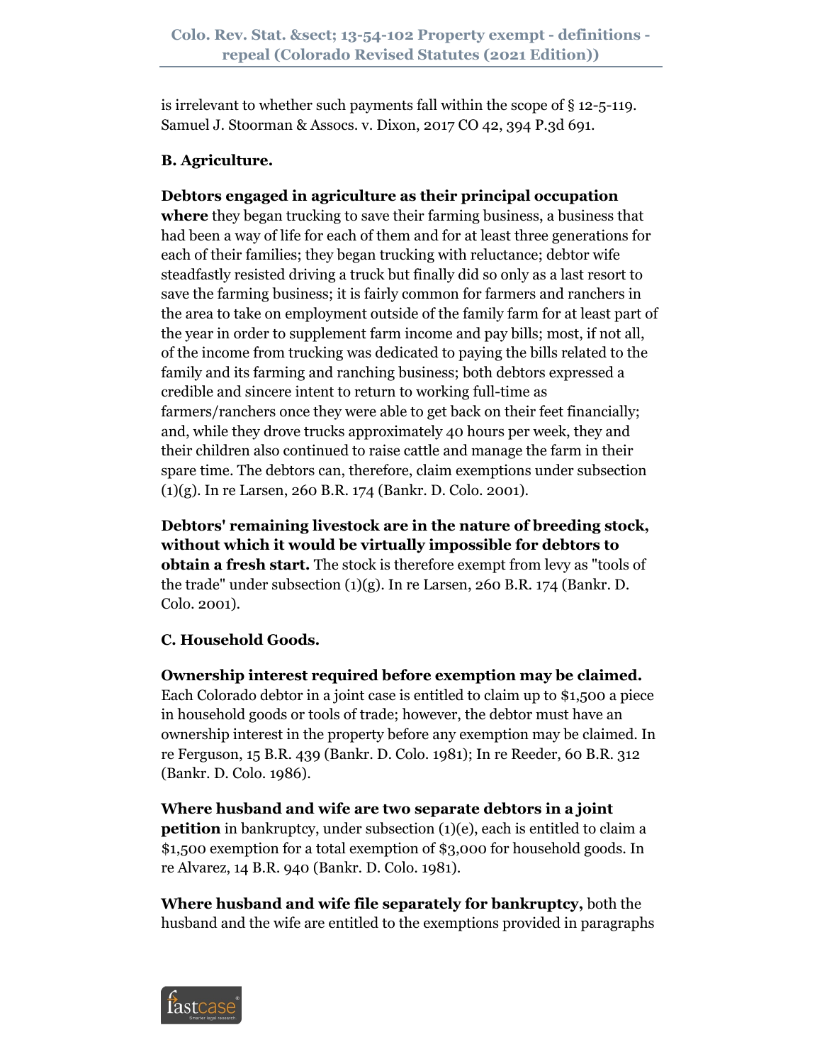is irrelevant to whether such payments fall within the scope of § 12-5-119. Samuel J. Stoorman & Assocs. v. Dixon, 2017 CO 42, 394 P.3d 691.

**B. Agriculture.**

**Debtors engaged in agriculture as their principal occupation where** they began trucking to save their farming business, a business that had been a way of life for each of them and for at least three generations for each of their families; they began trucking with reluctance; debtor wife steadfastly resisted driving a truck but finally did so only as a last resort to save the farming business; it is fairly common for farmers and ranchers in the area to take on employment outside of the family farm for at least part of the year in order to supplement farm income and pay bills; most, if not all, of the income from trucking was dedicated to paying the bills related to the family and its farming and ranching business; both debtors expressed a credible and sincere intent to return to working full-time as farmers/ranchers once they were able to get back on their feet financially; and, while they drove trucks approximately 40 hours per week, they and their children also continued to raise cattle and manage the farm in their spare time. The debtors can, therefore, claim exemptions under subsection (1)(g). In re Larsen, 260 B.R. 174 (Bankr. D. Colo. 2001).

**Debtors' remaining livestock are in the nature of breeding stock, without which it would be virtually impossible for debtors to obtain a fresh start.** The stock is therefore exempt from levy as "tools of the trade" under subsection (1)(g). In re Larsen, 260 B.R. 174 (Bankr. D. Colo. 2001).

**C. Household Goods.**

**Ownership interest required before exemption may be claimed.** Each Colorado debtor in a joint case is entitled to claim up to $1,500 a piece in household goods or tools of trade; however, the debtor must have an ownership interest in the property before any exemption may be claimed. In re Ferguson, 15 B.R. 439 (Bankr. D. Colo. 1981); In re Reeder, 60 B.R. 312 (Bankr. D. Colo. 1986).

**Where husband and wife are two separate debtors in a joint petition** in bankruptcy, under subsection (1)(e), each is entitled to claim a $1,500 exemption for a total exemption of $3,000 for household goods. In re Alvarez, 14 B.R. 940 (Bankr. D. Colo. 1981).

**Where husband and wife file separately for bankruptcy,** both the husband and the wife are entitled to the exemptions provided in paragraphs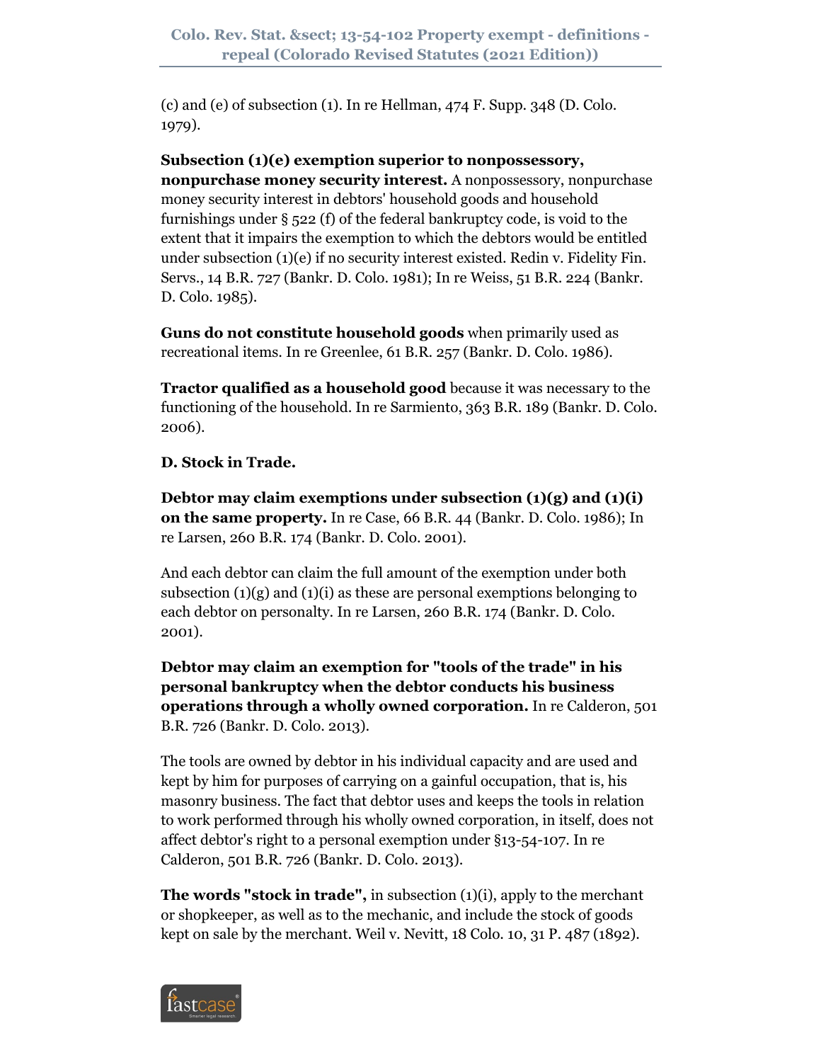(c) and (e) of subsection (1). In re Hellman, 474 F. Supp. 348 (D. Colo. 1979).

**Subsection (1)(e) exemption superior to nonpossessory, nonpurchase money security interest.** A nonpossessory, nonpurchase money security interest in debtors' household goods and household furnishings under § 522 (f) of the federal bankruptcy code, is void to the extent that it impairs the exemption to which the debtors would be entitled under subsection (1)(e) if no security interest existed. Redin v. Fidelity Fin. Servs., 14 B.R. 727 (Bankr. D. Colo. 1981); In re Weiss, 51 B.R. 224 (Bankr. D. Colo. 1985).

**Guns do not constitute household goods** when primarily used as recreational items. In re Greenlee, 61 B.R. 257 (Bankr. D. Colo. 1986).

**Tractor qualified as a household good** because it was necessary to the functioning of the household. In re Sarmiento, 363 B.R. 189 (Bankr. D. Colo. 2006).

**D. Stock in Trade.**

**Debtor may claim exemptions under subsection (1)(g) and (1)(i) on the same property.** In re Case, 66 B.R. 44 (Bankr. D. Colo. 1986); In re Larsen, 260 B.R. 174 (Bankr. D. Colo. 2001).

And each debtor can claim the full amount of the exemption under both subsection (1)(g) and (1)(i) as these are personal exemptions belonging to each debtor on personalty. In re Larsen, 260 B.R. 174 (Bankr. D. Colo. 2001).

**Debtor may claim an exemption for "tools of the trade" in his personal bankruptcy when the debtor conducts his business operations through a wholly owned corporation.** In re Calderon, 501 B.R. 726 (Bankr. D. Colo. 2013).

The tools are owned by debtor in his individual capacity and are used and kept by him for purposes of carrying on a gainful occupation, that is, his masonry business. The fact that debtor uses and keeps the tools in relation to work performed through his wholly owned corporation, in itself, does not affect debtor's right to a personal exemption under §13-54-107. In re Calderon, 501 B.R. 726 (Bankr. D. Colo. 2013).

**The words "stock in trade",** in subsection (1)(i), apply to the merchant or shopkeeper, as well as to the mechanic, and include the stock of goods kept on sale by the merchant. Weil v. Nevitt, 18 Colo. 10, 31 P. 487 (1892).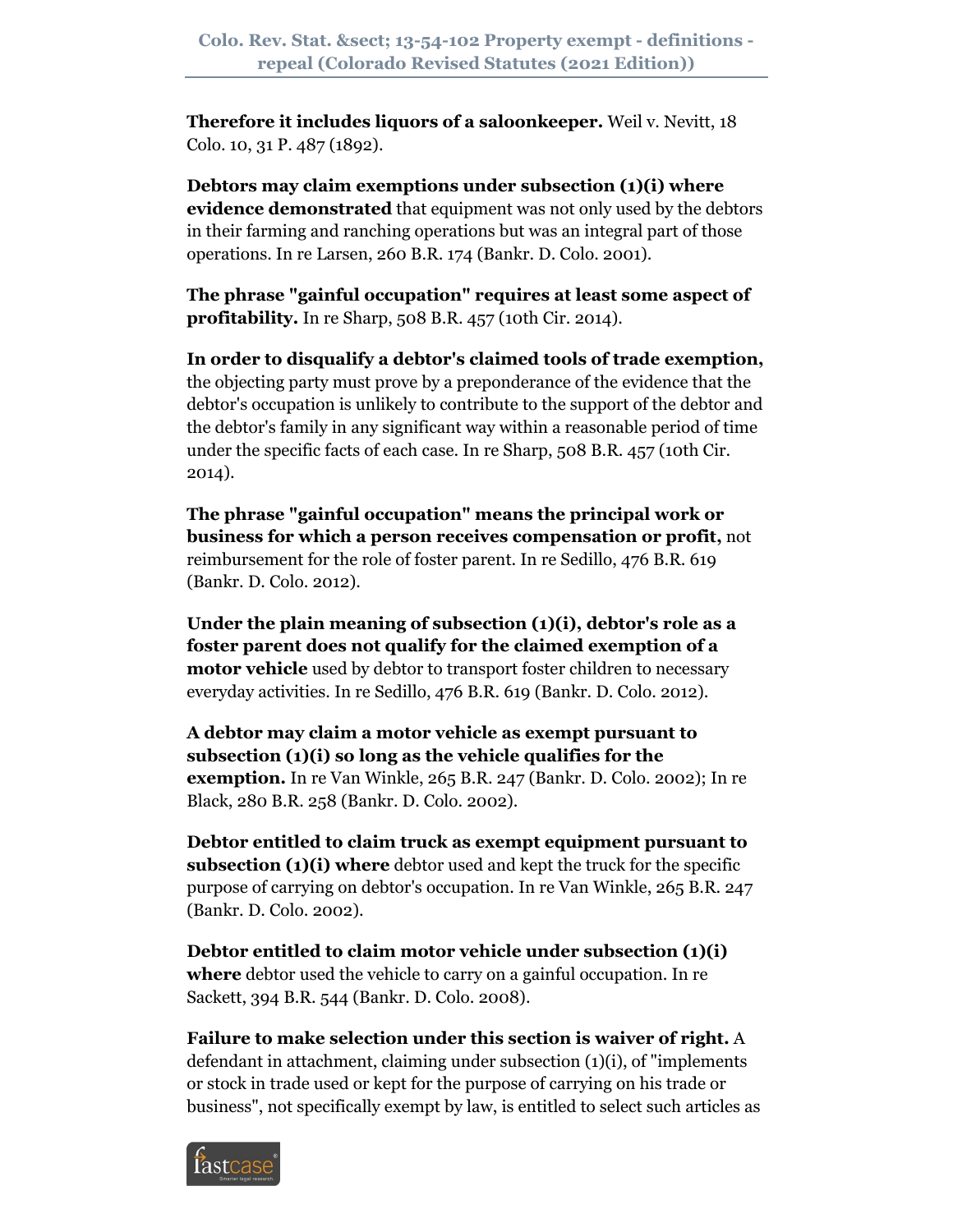**Therefore it includes liquors of a saloonkeeper.** Weil v. Nevitt, 18 Colo. 10, 31 P. 487 (1892).

**Debtors may claim exemptions under subsection (1)(i) where evidence demonstrated** that equipment was not only used by the debtors in their farming and ranching operations but was an integral part of those operations. In re Larsen, 260 B.R. 174 (Bankr. D. Colo. 2001).

**The phrase "gainful occupation" requires at least some aspect of profitability.** In re Sharp, 508 B.R. 457 (10th Cir. 2014).

**In order to disqualify a debtor's claimed tools of trade exemption,** the objecting party must prove by a preponderance of the evidence that the debtor's occupation is unlikely to contribute to the support of the debtor and the debtor's family in any significant way within a reasonable period of time under the specific facts of each case. In re Sharp, 508 B.R. 457 (10th Cir. 2014).

**The phrase "gainful occupation" means the principal work or business for which a person receives compensation or profit,** not reimbursement for the role of foster parent. In re Sedillo, 476 B.R. 619 (Bankr. D. Colo. 2012).

**Under the plain meaning of subsection (1)(i), debtor's role as a foster parent does not qualify for the claimed exemption of a motor vehicle** used by debtor to transport foster children to necessary everyday activities. In re Sedillo, 476 B.R. 619 (Bankr. D. Colo. 2012).

**A debtor may claim a motor vehicle as exempt pursuant to subsection (1)(i) so long as the vehicle qualifies for the exemption.** In re Van Winkle, 265 B.R. 247 (Bankr. D. Colo. 2002); In re Black, 280 B.R. 258 (Bankr. D. Colo. 2002).

**Debtor entitled to claim truck as exempt equipment pursuant to subsection (1)(i) where** debtor used and kept the truck for the specific purpose of carrying on debtor's occupation. In re Van Winkle, 265 B.R. 247 (Bankr. D. Colo. 2002).

**Debtor entitled to claim motor vehicle under subsection (1)(i) where** debtor used the vehicle to carry on a gainful occupation. In re Sackett, 394 B.R. 544 (Bankr. D. Colo. 2008).

**Failure to make selection under this section is waiver of right.** A defendant in attachment, claiming under subsection (1)(i), of "implements or stock in trade used or kept for the purpose of carrying on his trade or business", not specifically exempt by law, is entitled to select such articles as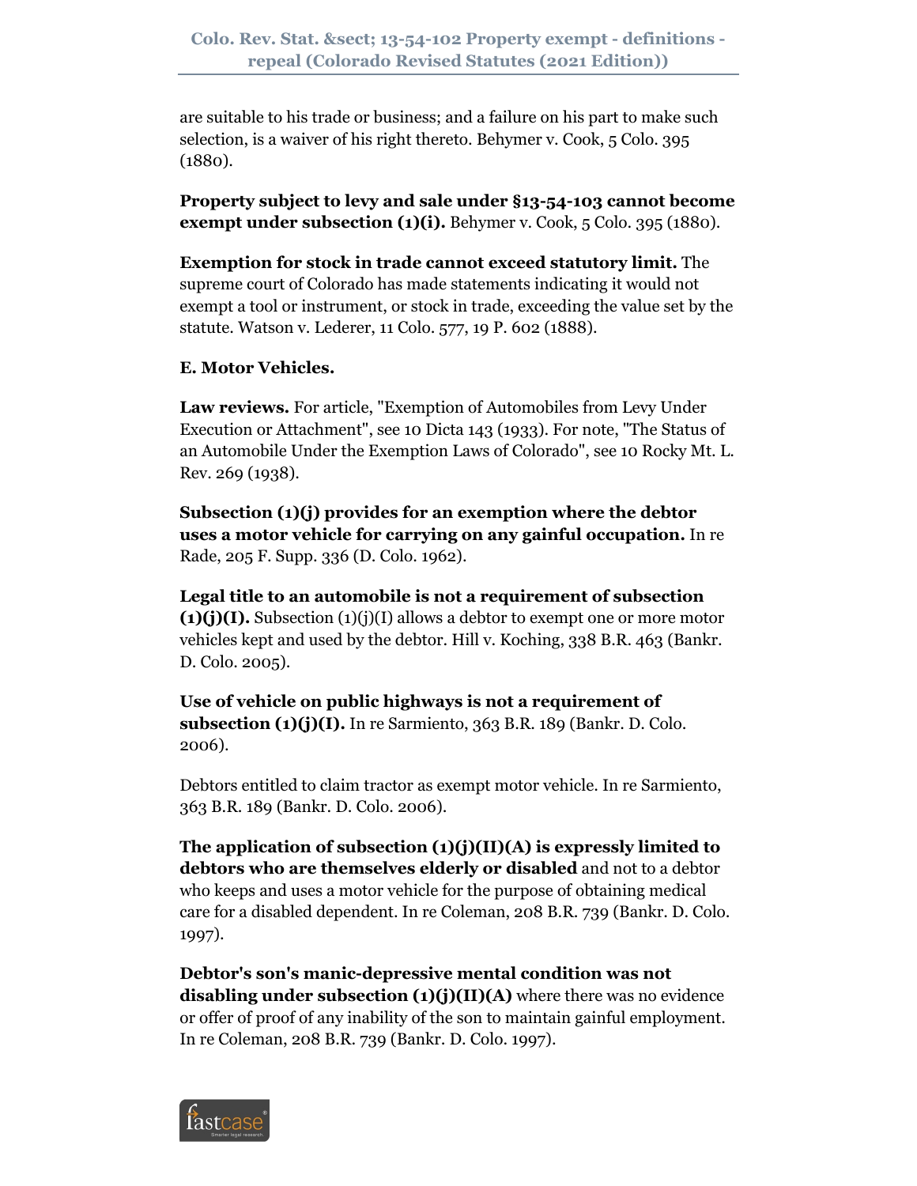are suitable to his trade or business; and a failure on his part to make such selection, is a waiver of his right thereto. Behymer v. Cook, 5 Colo. 395 (1880).

**Property subject to levy and sale under §13-54-103 cannot become exempt under subsection (1)(i).** Behymer v. Cook, 5 Colo. 395 (1880).

**Exemption for stock in trade cannot exceed statutory limit.** The supreme court of Colorado has made statements indicating it would not exempt a tool or instrument, or stock in trade, exceeding the value set by the statute. Watson v. Lederer, 11 Colo. 577, 19 P. 602 (1888).

**E. Motor Vehicles.**

**Law reviews.** For article, "Exemption of Automobiles from Levy Under Execution or Attachment", see 10 Dicta 143 (1933). For note, "The Status of an Automobile Under the Exemption Laws of Colorado", see 10 Rocky Mt. L. Rev. 269 (1938).

**Subsection (1)(j) provides for an exemption where the debtor uses a motor vehicle for carrying on any gainful occupation.** In re Rade, 205 F. Supp. 336 (D. Colo. 1962).

**Legal title to an automobile is not a requirement of subsection (1)(j)(I).** Subsection (1)(j)(I) allows a debtor to exempt one or more motor vehicles kept and used by the debtor. Hill v. Koching, 338 B.R. 463 (Bankr. D. Colo. 2005).

**Use of vehicle on public highways is not a requirement of subsection (1)(j)(I).** In re Sarmiento, 363 B.R. 189 (Bankr. D. Colo. 2006).

Debtors entitled to claim tractor as exempt motor vehicle. In re Sarmiento, 363 B.R. 189 (Bankr. D. Colo. 2006).

**The application of subsection (1)(j)(II)(A) is expressly limited to debtors who are themselves elderly or disabled** and not to a debtor who keeps and uses a motor vehicle for the purpose of obtaining medical care for a disabled dependent. In re Coleman, 208 B.R. 739 (Bankr. D. Colo. 1997).

**Debtor's son's manic-depressive mental condition was not disabling under subsection (1)(j)(II)(A)** where there was no evidence or offer of proof of any inability of the son to maintain gainful employment. In re Coleman, 208 B.R. 739 (Bankr. D. Colo. 1997).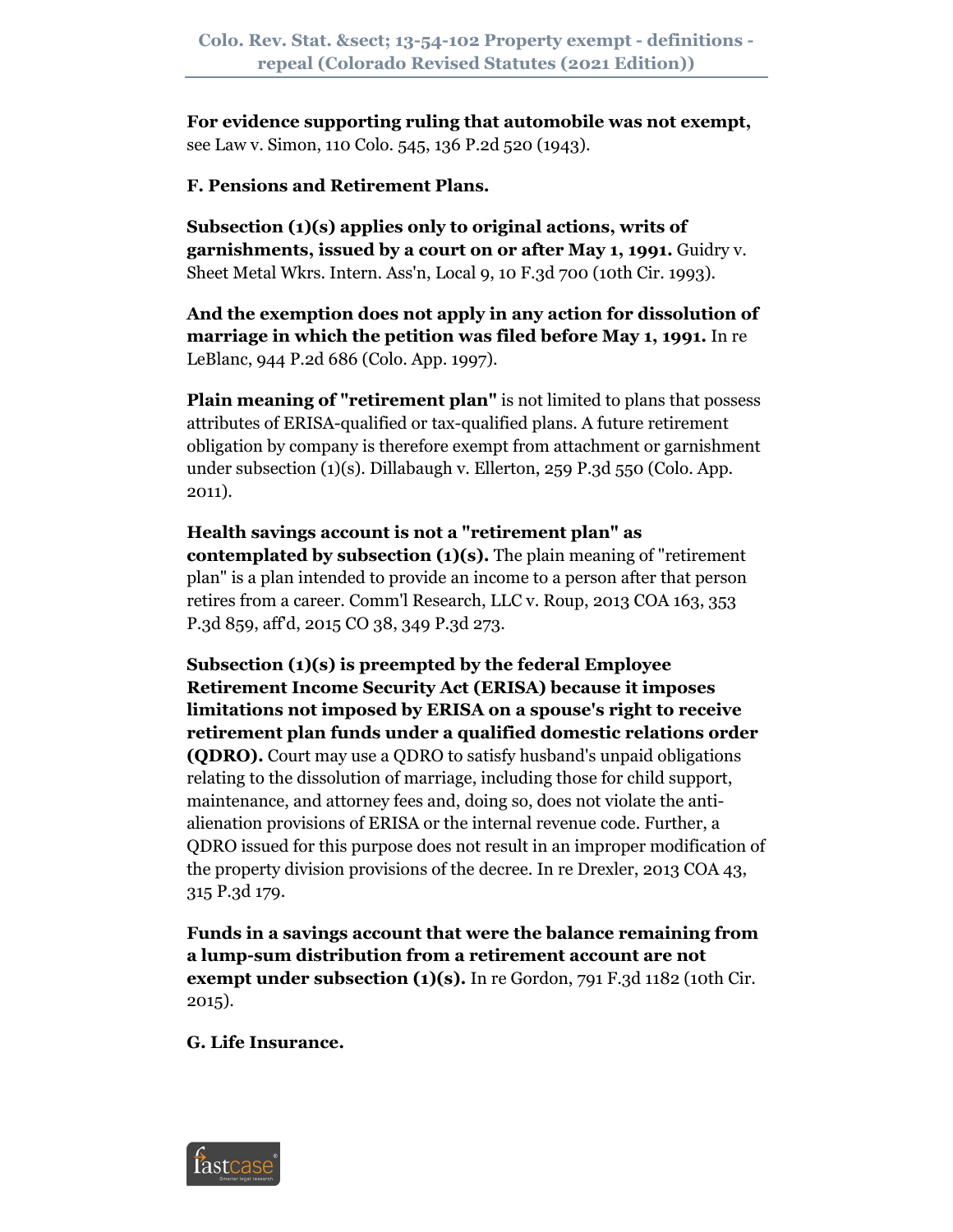**For evidence supporting ruling that automobile was not exempt,** see Law v. Simon, 110 Colo. 545, 136 P.2d 520 (1943).

**F. Pensions and Retirement Plans.**

**Subsection (1)(s) applies only to original actions, writs of garnishments, issued by a court on or after May 1, 1991.** Guidry v. Sheet Metal Wkrs. Intern. Ass'n, Local 9, 10 F.3d 700 (10th Cir. 1993).

**And the exemption does not apply in any action for dissolution of marriage in which the petition was filed before May 1, 1991.** In re LeBlanc, 944 P.2d 686 (Colo. App. 1997).

**Plain meaning of "retirement plan"** is not limited to plans that possess attributes of ERISA-qualified or tax-qualified plans. A future retirement obligation by company is therefore exempt from attachment or garnishment under subsection (1)(s). Dillabaugh v. Ellerton, 259 P.3d 550 (Colo. App. 2011).

**Health savings account is not a "retirement plan" as contemplated by subsection (1)(s).** The plain meaning of "retirement plan" is a plan intended to provide an income to a person after that person retires from a career. Comm'l Research, LLC v. Roup, 2013 COA 163, 353 P.3d 859, aff'd, 2015 CO 38, 349 P.3d 273.

**Subsection (1)(s) is preempted by the federal Employee Retirement Income Security Act (ERISA) because it imposes limitations not imposed by ERISA on a spouse's right to receive retirement plan funds under a qualified domestic relations order (QDRO).** Court may use a QDRO to satisfy husband's unpaid obligations relating to the dissolution of marriage, including those for child support, maintenance, and attorney fees and, doing so, does not violate the anti-alienation provisions of ERISA or the internal revenue code. Further, a QDRO issued for this purpose does not result in an improper modification of the property division provisions of the decree. In re Drexler, 2013 COA 43, 315 P.3d 179.

**Funds in a savings account that were the balance remaining from a lump-sum distribution from a retirement account are not exempt under subsection (1)(s).** In re Gordon, 791 F.3d 1182 (10th Cir. 2015).

**G. Life Insurance.**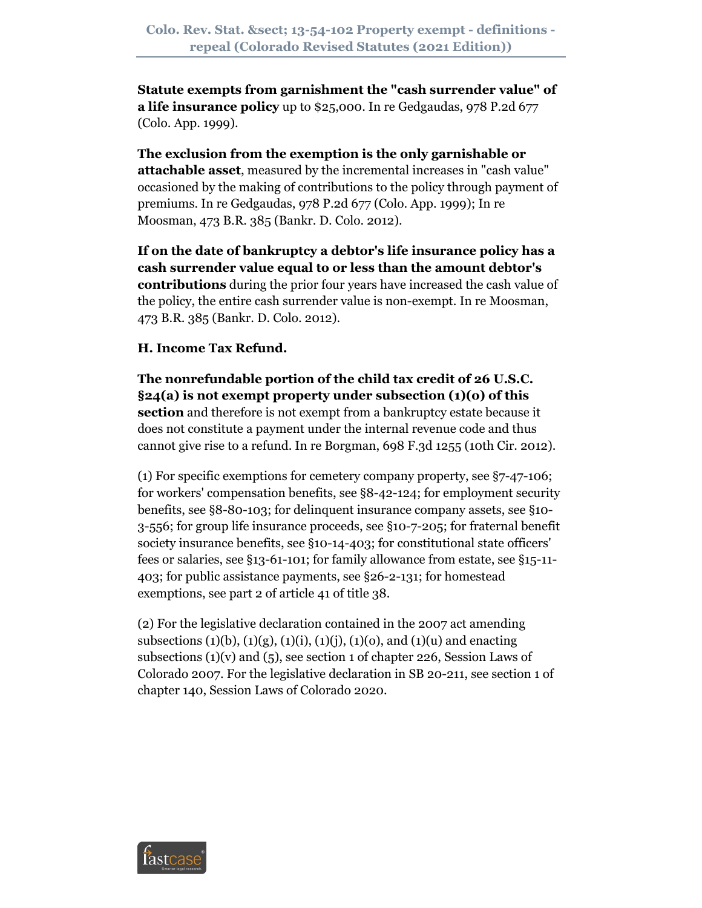**Statute exempts from garnishment the "cash surrender value" of a life insurance policy** up to $25,000. In re Gedgaudas, 978 P.2d 677 (Colo. App. 1999).

**The exclusion from the exemption is the only garnishable or attachable asset**, measured by the incremental increases in "cash value" occasioned by the making of contributions to the policy through payment of premiums. In re Gedgaudas, 978 P.2d 677 (Colo. App. 1999); In re Moosman, 473 B.R. 385 (Bankr. D. Colo. 2012).

**If on the date of bankruptcy a debtor's life insurance policy has a cash surrender value equal to or less than the amount debtor's contributions** during the prior four years have increased the cash value of the policy, the entire cash surrender value is non-exempt. In re Moosman, 473 B.R. 385 (Bankr. D. Colo. 2012).

**H. Income Tax Refund.**

**The nonrefundable portion of the child tax credit of 26 U.S.C. §24(a) is not exempt property under subsection (1)(o) of this section** and therefore is not exempt from a bankruptcy estate because it does not constitute a payment under the internal revenue code and thus cannot give rise to a refund. In re Borgman, 698 F.3d 1255 (10th Cir. 2012).

(1) For specific exemptions for cemetery company property, see §7-47-106; for workers' compensation benefits, see §8-42-124; for employment security benefits, see §8-80-103; for delinquent insurance company assets, see §10-3-556; for group life insurance proceeds, see §10-7-205; for fraternal benefit society insurance benefits, see §10-14-403; for constitutional state officers' fees or salaries, see §13-61-101; for family allowance from estate, see §15-11-403; for public assistance payments, see §26-2-131; for homestead exemptions, see part 2 of article 41 of title 38.

(2) For the legislative declaration contained in the 2007 act amending subsections (1)(b), (1)(g), (1)(i), (1)(j), (1)(o), and (1)(u) and enacting subsections (1)(v) and (5), see section 1 of chapter 226, Session Laws of Colorado 2007. For the legislative declaration in SB 20-211, see section 1 of chapter 140, Session Laws of Colorado 2020.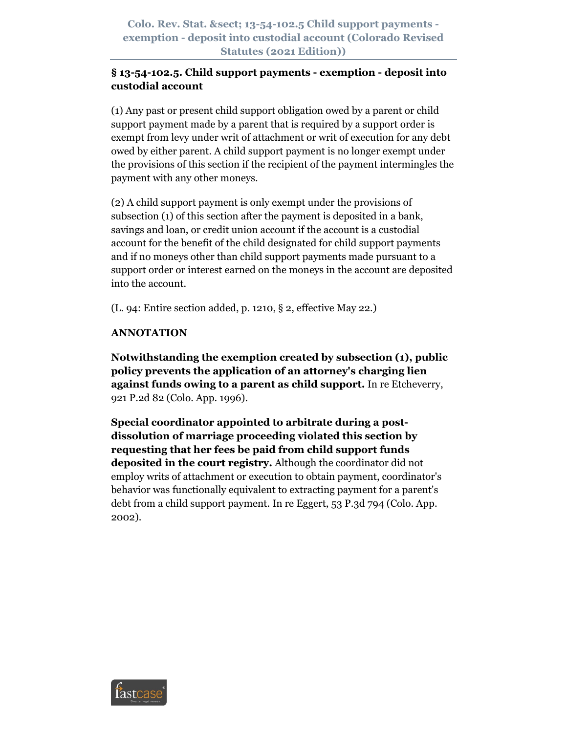## § 13-54-102.5. Child support payments - exemption - deposit into custodial account

(1) Any past or present child support obligation owed by a parent or child support payment made by a parent that is required by a support order is exempt from levy under writ of attachment or writ of execution for any debt owed by either parent. A child support payment is no longer exempt under the provisions of this section if the recipient of the payment intermingles the payment with any other moneys.

(2) A child support payment is only exempt under the provisions of subsection (1) of this section after the payment is deposited in a bank, savings and loan, or credit union account if the account is a custodial account for the benefit of the child designated for child support payments and if no moneys other than child support payments made pursuant to a support order or interest earned on the moneys in the account are deposited into the account.

(L. 94: Entire section added, p. 1210, § 2, effective May 22.)

**ANNOTATION**

**Notwithstanding the exemption created by subsection (1), public policy prevents the application of an attorney's charging lien against funds owing to a parent as child support.** In re Etcheverry, 921 P.2d 82 (Colo. App. 1996).

**Special coordinator appointed to arbitrate during a post-dissolution of marriage proceeding violated this section by requesting that her fees be paid from child support funds deposited in the court registry.** Although the coordinator did not employ writs of attachment or execution to obtain payment, coordinator's behavior was functionally equivalent to extracting payment for a parent's debt from a child support payment. In re Eggert, 53 P.3d 794 (Colo. App. 2002).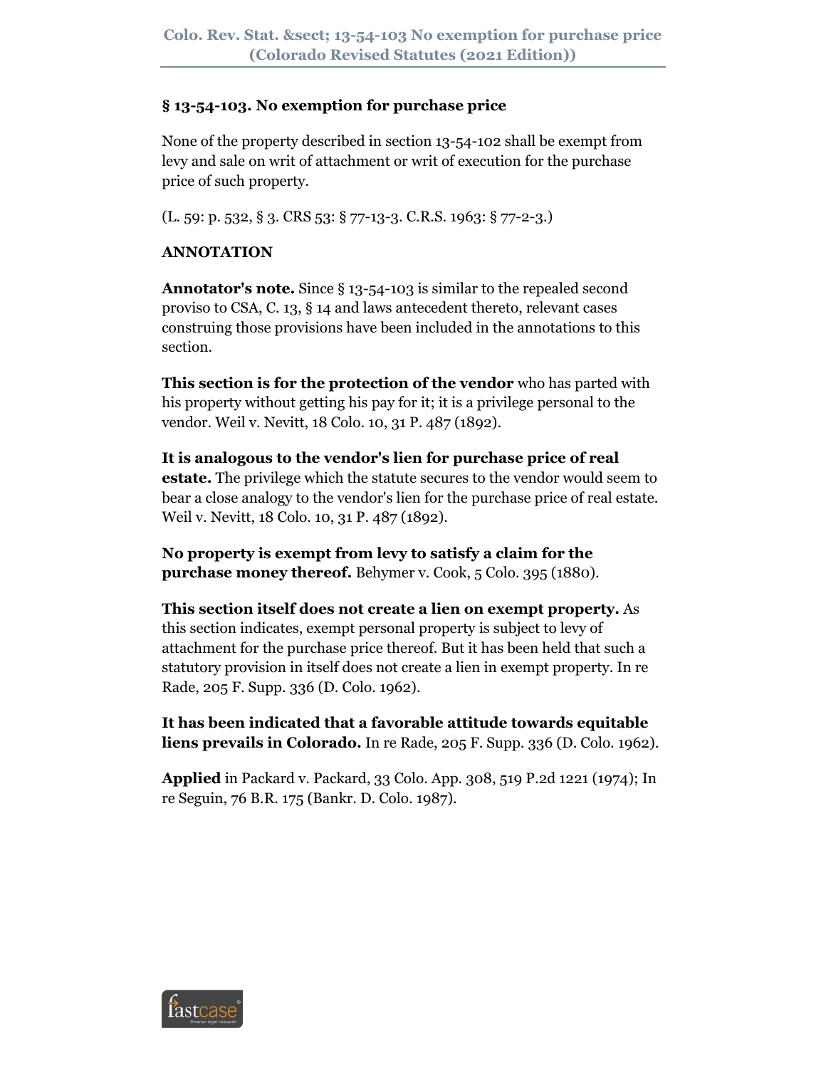## § 13-54-103. No exemption for purchase price

None of the property described in section 13-54-102 shall be exempt from levy and sale on writ of attachment or writ of execution for the purchase price of such property.

(L. 59: p. 532, § 3. CRS 53: § 77-13-3. C.R.S. 1963: § 77-2-3.)

**ANNOTATION**

**Annotator's note.** Since § 13-54-103 is similar to the repealed second proviso to CSA, C. 13, § 14 and laws antecedent thereto, relevant cases construing those provisions have been included in the annotations to this section.

**This section is for the protection of the vendor** who has parted with his property without getting his pay for it; it is a privilege personal to the vendor. Weil v. Nevitt, 18 Colo. 10, 31 P. 487 (1892).

**It is analogous to the vendor's lien for purchase price of real estate.** The privilege which the statute secures to the vendor would seem to bear a close analogy to the vendor's lien for the purchase price of real estate. Weil v. Nevitt, 18 Colo. 10, 31 P. 487 (1892).

**No property is exempt from levy to satisfy a claim for the purchase money thereof.** Behymer v. Cook, 5 Colo. 395 (1880).

**This section itself does not create a lien on exempt property.** As this section indicates, exempt personal property is subject to levy of attachment for the purchase price thereof. But it has been held that such a statutory provision in itself does not create a lien in exempt property. In re Rade, 205 F. Supp. 336 (D. Colo. 1962).

**It has been indicated that a favorable attitude towards equitable liens prevails in Colorado.** In re Rade, 205 F. Supp. 336 (D. Colo. 1962).

**Applied** in Packard v. Packard, 33 Colo. App. 308, 519 P.2d 1221 (1974); In re Seguin, 76 B.R. 175 (Bankr. D. Colo. 1987).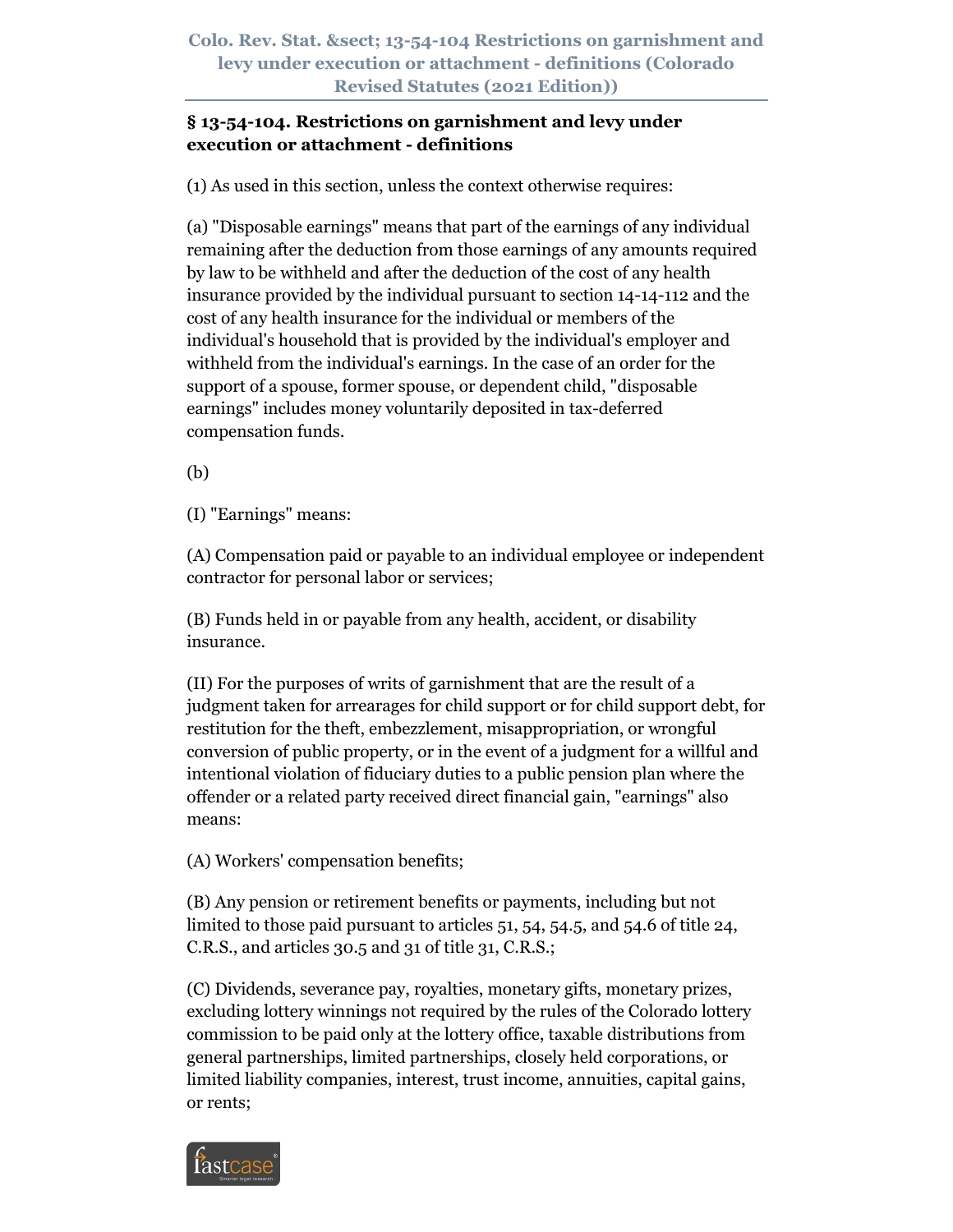## § 13-54-104. Restrictions on garnishment and levy under execution or attachment - definitions

(1) As used in this section, unless the context otherwise requires:

(a) "Disposable earnings" means that part of the earnings of any individual remaining after the deduction from those earnings of any amounts required by law to be withheld and after the deduction of the cost of any health insurance provided by the individual pursuant to section 14-14-112 and the cost of any health insurance for the individual or members of the individual's household that is provided by the individual's employer and withheld from the individual's earnings. In the case of an order for the support of a spouse, former spouse, or dependent child, "disposable earnings" includes money voluntarily deposited in tax-deferred compensation funds.

(b)

(I) "Earnings" means:

(A) Compensation paid or payable to an individual employee or independent contractor for personal labor or services;

(B) Funds held in or payable from any health, accident, or disability insurance.

(II) For the purposes of writs of garnishment that are the result of a judgment taken for arrearages for child support or for child support debt, for restitution for the theft, embezzlement, misappropriation, or wrongful conversion of public property, or in the event of a judgment for a willful and intentional violation of fiduciary duties to a public pension plan where the offender or a related party received direct financial gain, "earnings" also means:

(A) Workers' compensation benefits;

(B) Any pension or retirement benefits or payments, including but not limited to those paid pursuant to articles 51, 54, 54.5, and 54.6 of title 24, C.R.S., and articles 30.5 and 31 of title 31, C.R.S.;

(C) Dividends, severance pay, royalties, monetary gifts, monetary prizes, excluding lottery winnings not required by the rules of the Colorado lottery commission to be paid only at the lottery office, taxable distributions from general partnerships, limited partnerships, closely held corporations, or limited liability companies, interest, trust income, annuities, capital gains, or rents;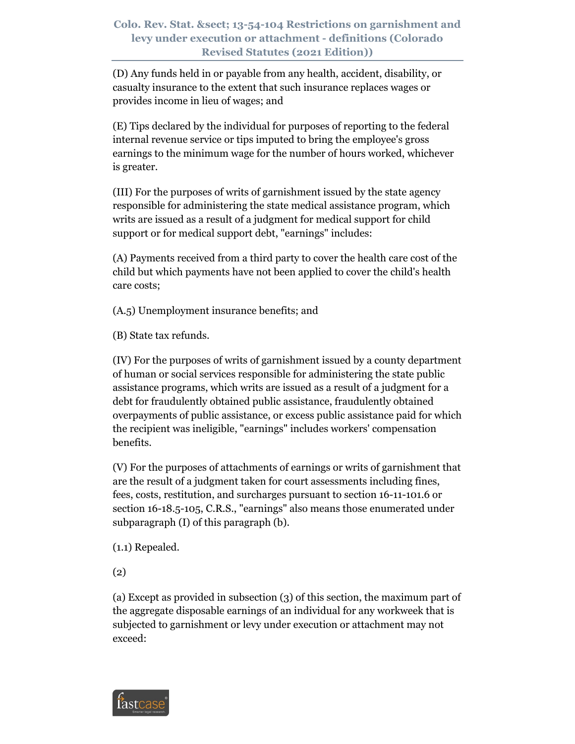(D) Any funds held in or payable from any health, accident, disability, or casualty insurance to the extent that such insurance replaces wages or provides income in lieu of wages; and

(E) Tips declared by the individual for purposes of reporting to the federal internal revenue service or tips imputed to bring the employee's gross earnings to the minimum wage for the number of hours worked, whichever is greater.

(III) For the purposes of writs of garnishment issued by the state agency responsible for administering the state medical assistance program, which writs are issued as a result of a judgment for medical support for child support or for medical support debt, "earnings" includes:

(A) Payments received from a third party to cover the health care cost of the child but which payments have not been applied to cover the child's health care costs;

(A.5) Unemployment insurance benefits; and

(B) State tax refunds.

(IV) For the purposes of writs of garnishment issued by a county department of human or social services responsible for administering the state public assistance programs, which writs are issued as a result of a judgment for a debt for fraudulently obtained public assistance, fraudulently obtained overpayments of public assistance, or excess public assistance paid for which the recipient was ineligible, "earnings" includes workers' compensation benefits.

(V) For the purposes of attachments of earnings or writs of garnishment that are the result of a judgment taken for court assessments including fines, fees, costs, restitution, and surcharges pursuant to section 16-11-101.6 or section 16-18.5-105, C.R.S., "earnings" also means those enumerated under subparagraph (I) of this paragraph (b).

(1.1) Repealed.

(2)

(a) Except as provided in subsection (3) of this section, the maximum part of the aggregate disposable earnings of an individual for any workweek that is subjected to garnishment or levy under execution or attachment may not exceed: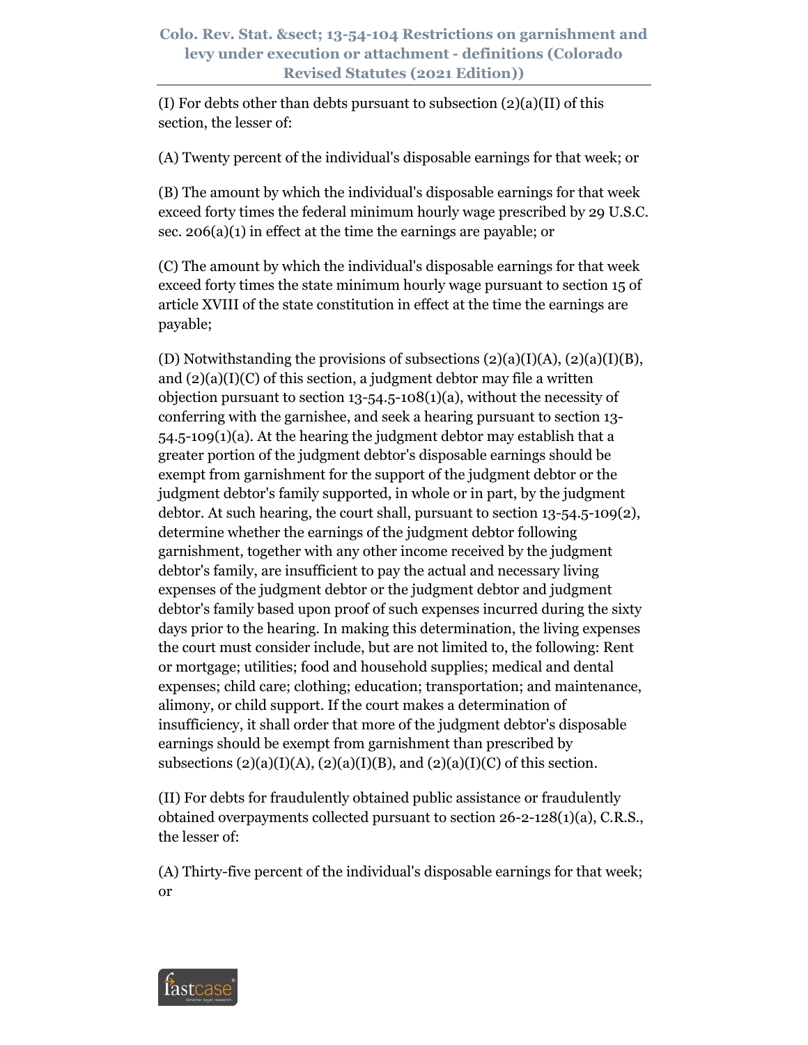(I) For debts other than debts pursuant to subsection (2)(a)(II) of this section, the lesser of:

(A) Twenty percent of the individual's disposable earnings for that week; or

(B) The amount by which the individual's disposable earnings for that week exceed forty times the federal minimum hourly wage prescribed by 29 U.S.C. sec. 206(a)(1) in effect at the time the earnings are payable; or

(C) The amount by which the individual's disposable earnings for that week exceed forty times the state minimum hourly wage pursuant to section 15 of article XVIII of the state constitution in effect at the time the earnings are payable;

(D) Notwithstanding the provisions of subsections (2)(a)(I)(A), (2)(a)(I)(B), and (2)(a)(I)(C) of this section, a judgment debtor may file a written objection pursuant to section 13-54.5-108(1)(a), without the necessity of conferring with the garnishee, and seek a hearing pursuant to section 13-54.5-109(1)(a). At the hearing the judgment debtor may establish that a greater portion of the judgment debtor's disposable earnings should be exempt from garnishment for the support of the judgment debtor or the judgment debtor's family supported, in whole or in part, by the judgment debtor. At such hearing, the court shall, pursuant to section 13-54.5-109(2), determine whether the earnings of the judgment debtor following garnishment, together with any other income received by the judgment debtor's family, are insufficient to pay the actual and necessary living expenses of the judgment debtor or the judgment debtor and judgment debtor's family based upon proof of such expenses incurred during the sixty days prior to the hearing. In making this determination, the living expenses the court must consider include, but are not limited to, the following: Rent or mortgage; utilities; food and household supplies; medical and dental expenses; child care; clothing; education; transportation; and maintenance, alimony, or child support. If the court makes a determination of insufficiency, it shall order that more of the judgment debtor's disposable earnings should be exempt from garnishment than prescribed by subsections (2)(a)(I)(A), (2)(a)(I)(B), and (2)(a)(I)(C) of this section.

(II) For debts for fraudulently obtained public assistance or fraudulently obtained overpayments collected pursuant to section 26-2-128(1)(a), C.R.S., the lesser of:

(A) Thirty-five percent of the individual's disposable earnings for that week; or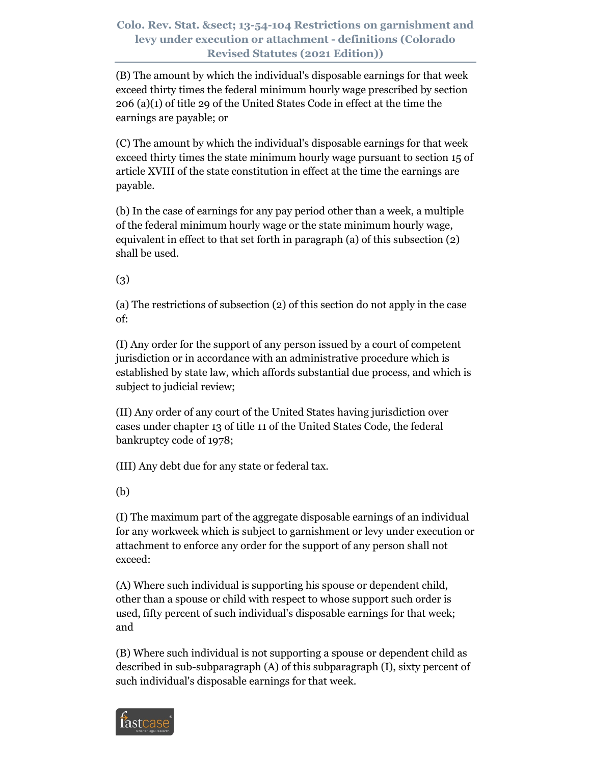(B) The amount by which the individual's disposable earnings for that week exceed thirty times the federal minimum hourly wage prescribed by section 206 (a)(1) of title 29 of the United States Code in effect at the time the earnings are payable; or

(C) The amount by which the individual's disposable earnings for that week exceed thirty times the state minimum hourly wage pursuant to section 15 of article XVIII of the state constitution in effect at the time the earnings are payable.

(b) In the case of earnings for any pay period other than a week, a multiple of the federal minimum hourly wage or the state minimum hourly wage, equivalent in effect to that set forth in paragraph (a) of this subsection (2) shall be used.

(3)

(a) The restrictions of subsection (2) of this section do not apply in the case of:

(I) Any order for the support of any person issued by a court of competent jurisdiction or in accordance with an administrative procedure which is established by state law, which affords substantial due process, and which is subject to judicial review;

(II) Any order of any court of the United States having jurisdiction over cases under chapter 13 of title 11 of the United States Code, the federal bankruptcy code of 1978;

(III) Any debt due for any state or federal tax.

(b)

(I) The maximum part of the aggregate disposable earnings of an individual for any workweek which is subject to garnishment or levy under execution or attachment to enforce any order for the support of any person shall not exceed:

(A) Where such individual is supporting his spouse or dependent child, other than a spouse or child with respect to whose support such order is used, fifty percent of such individual's disposable earnings for that week; and

(B) Where such individual is not supporting a spouse or dependent child as described in sub-subparagraph (A) of this subparagraph (I), sixty percent of such individual's disposable earnings for that week.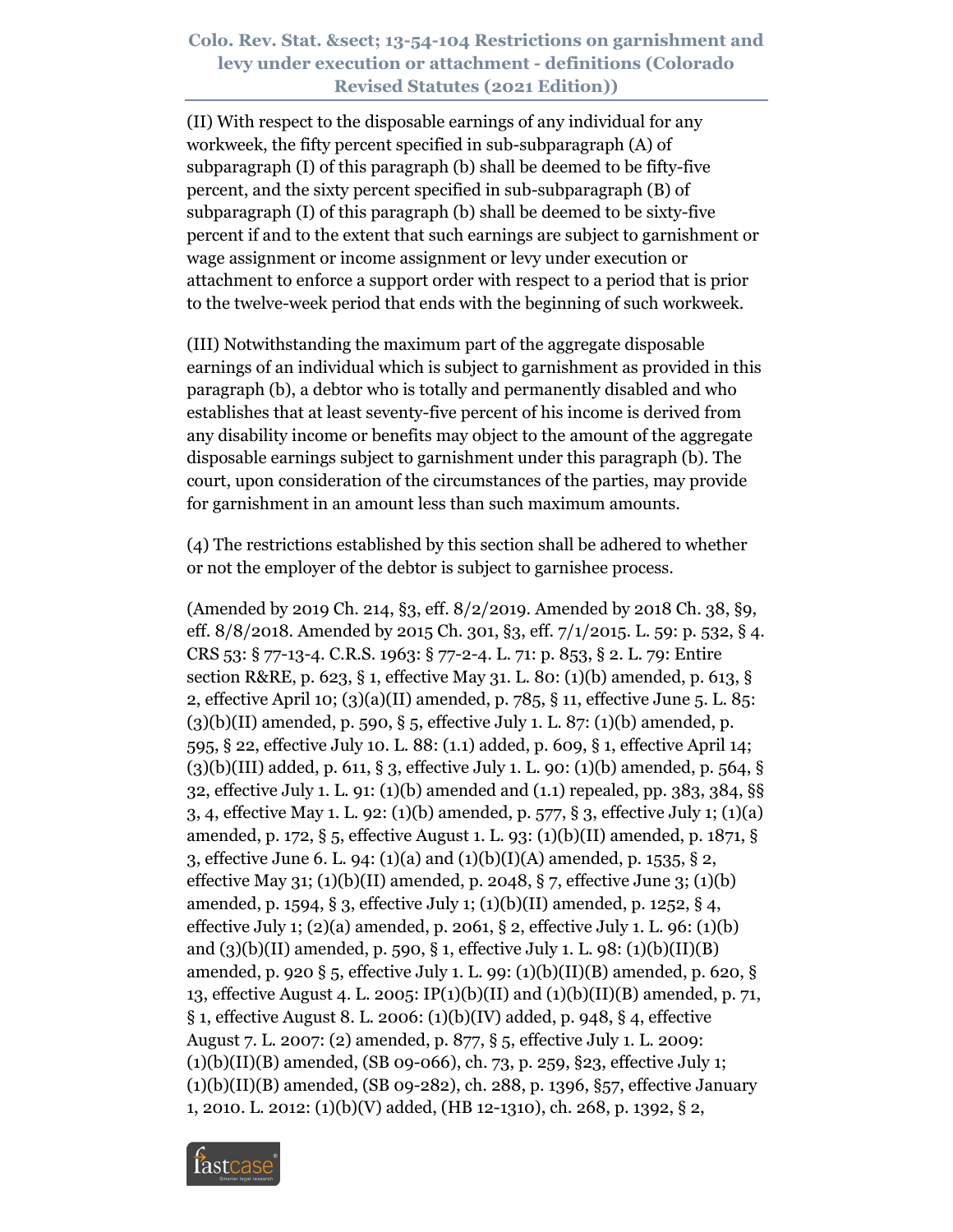(II) With respect to the disposable earnings of any individual for any workweek, the fifty percent specified in sub-subparagraph (A) of subparagraph (I) of this paragraph (b) shall be deemed to be fifty-five percent, and the sixty percent specified in sub-subparagraph (B) of subparagraph (I) of this paragraph (b) shall be deemed to be sixty-five percent if and to the extent that such earnings are subject to garnishment or wage assignment or income assignment or levy under execution or attachment to enforce a support order with respect to a period that is prior to the twelve-week period that ends with the beginning of such workweek.

(III) Notwithstanding the maximum part of the aggregate disposable earnings of an individual which is subject to garnishment as provided in this paragraph (b), a debtor who is totally and permanently disabled and who establishes that at least seventy-five percent of his income is derived from any disability income or benefits may object to the amount of the aggregate disposable earnings subject to garnishment under this paragraph (b). The court, upon consideration of the circumstances of the parties, may provide for garnishment in an amount less than such maximum amounts.

(4) The restrictions established by this section shall be adhered to whether or not the employer of the debtor is subject to garnishee process.

(Amended by 2019 Ch. 214, §3, eff. 8/2/2019. Amended by 2018 Ch. 38, §9, eff. 8/8/2018. Amended by 2015 Ch. 301, §3, eff. 7/1/2015. L. 59: p. 532, § 4. CRS 53: § 77-13-4. C.R.S. 1963: § 77-2-4. L. 71: p. 853, § 2. L. 79: Entire section R&RE, p. 623, § 1, effective May 31. L. 80: (1)(b) amended, p. 613, § 2, effective April 10; (3)(a)(II) amended, p. 785, § 11, effective June 5. L. 85: (3)(b)(II) amended, p. 590, § 5, effective July 1. L. 87: (1)(b) amended, p. 595, § 22, effective July 10. L. 88: (1.1) added, p. 609, § 1, effective April 14; (3)(b)(III) added, p. 611, § 3, effective July 1. L. 90: (1)(b) amended, p. 564, § 32, effective July 1. L. 91: (1)(b) amended and (1.1) repealed, pp. 383, 384, §§ 3, 4, effective May 1. L. 92: (1)(b) amended, p. 577, § 3, effective July 1; (1)(a) amended, p. 172, § 5, effective August 1. L. 93: (1)(b)(II) amended, p. 1871, § 3, effective June 6. L. 94: (1)(a) and (1)(b)(I)(A) amended, p. 1535, § 2, effective May 31; (1)(b)(II) amended, p. 2048, § 7, effective June 3; (1)(b) amended, p. 1594, § 3, effective July 1; (1)(b)(II) amended, p. 1252, § 4, effective July 1; (2)(a) amended, p. 2061, § 2, effective July 1. L. 96: (1)(b) and (3)(b)(II) amended, p. 590, § 1, effective July 1. L. 98: (1)(b)(II)(B) amended, p. 920 § 5, effective July 1. L. 99: (1)(b)(II)(B) amended, p. 620, § 13, effective August 4. L. 2005: IP(1)(b)(II) and (1)(b)(II)(B) amended, p. 71, § 1, effective August 8. L. 2006: (1)(b)(IV) added, p. 948, § 4, effective August 7. L. 2007: (2) amended, p. 877, § 5, effective July 1. L. 2009: (1)(b)(II)(B) amended, (SB 09-066), ch. 73, p. 259, §23, effective July 1; (1)(b)(II)(B) amended, (SB 09-282), ch. 288, p. 1396, §57, effective January 1, 2010. L. 2012: (1)(b)(V) added, (HB 12-1310), ch. 268, p. 1392, § 2,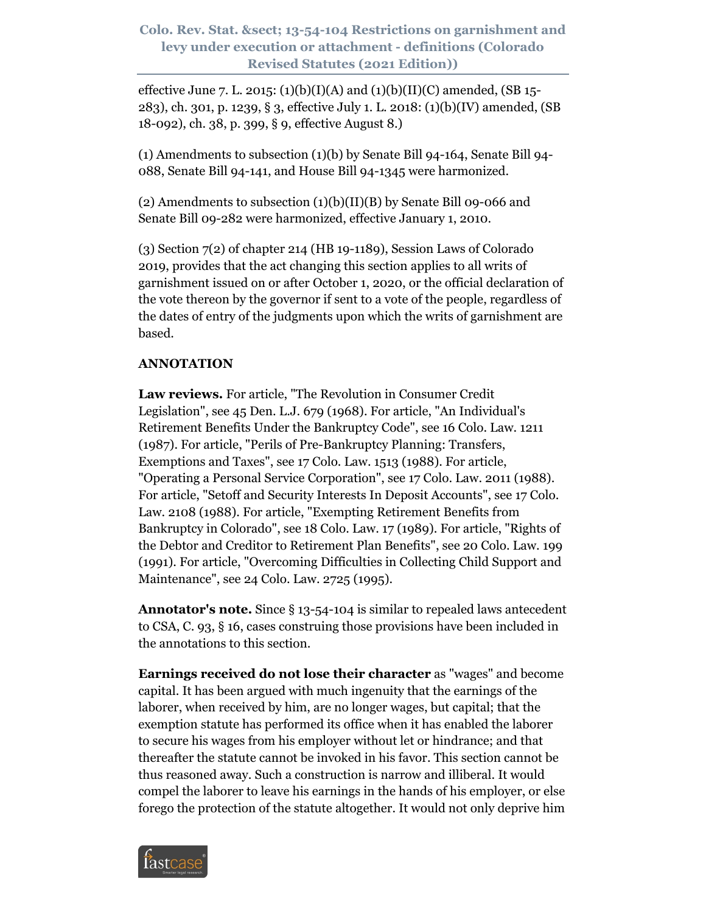effective June 7. L. 2015: (1)(b)(I)(A) and (1)(b)(II)(C) amended, (SB 15-283), ch. 301, p. 1239, § 3, effective July 1. L. 2018: (1)(b)(IV) amended, (SB 18-092), ch. 38, p. 399, § 9, effective August 8.)

(1) Amendments to subsection (1)(b) by Senate Bill 94-164, Senate Bill 94-088, Senate Bill 94-141, and House Bill 94-1345 were harmonized.

(2) Amendments to subsection (1)(b)(II)(B) by Senate Bill 09-066 and Senate Bill 09-282 were harmonized, effective January 1, 2010.

(3) Section 7(2) of chapter 214 (HB 19-1189), Session Laws of Colorado 2019, provides that the act changing this section applies to all writs of garnishment issued on or after October 1, 2020, or the official declaration of the vote thereon by the governor if sent to a vote of the people, regardless of the dates of entry of the judgments upon which the writs of garnishment are based.

**ANNOTATION**

**Law reviews.** For article, "The Revolution in Consumer Credit Legislation", see 45 Den. L.J. 679 (1968). For article, "An Individual's Retirement Benefits Under the Bankruptcy Code", see 16 Colo. Law. 1211 (1987). For article, "Perils of Pre-Bankruptcy Planning: Transfers, Exemptions and Taxes", see 17 Colo. Law. 1513 (1988). For article, "Operating a Personal Service Corporation", see 17 Colo. Law. 2011 (1988). For article, "Setoff and Security Interests In Deposit Accounts", see 17 Colo. Law. 2108 (1988). For article, "Exempting Retirement Benefits from Bankruptcy in Colorado", see 18 Colo. Law. 17 (1989). For article, "Rights of the Debtor and Creditor to Retirement Plan Benefits", see 20 Colo. Law. 199 (1991). For article, "Overcoming Difficulties in Collecting Child Support and Maintenance", see 24 Colo. Law. 2725 (1995).

**Annotator's note.** Since § 13-54-104 is similar to repealed laws antecedent to CSA, C. 93, § 16, cases construing those provisions have been included in the annotations to this section.

**Earnings received do not lose their character** as "wages" and become capital. It has been argued with much ingenuity that the earnings of the laborer, when received by him, are no longer wages, but capital; that the exemption statute has performed its office when it has enabled the laborer to secure his wages from his employer without let or hindrance; and that thereafter the statute cannot be invoked in his favor. This section cannot be thus reasoned away. Such a construction is narrow and illiberal. It would compel the laborer to leave his earnings in the hands of his employer, or else forego the protection of the statute altogether. It would not only deprive him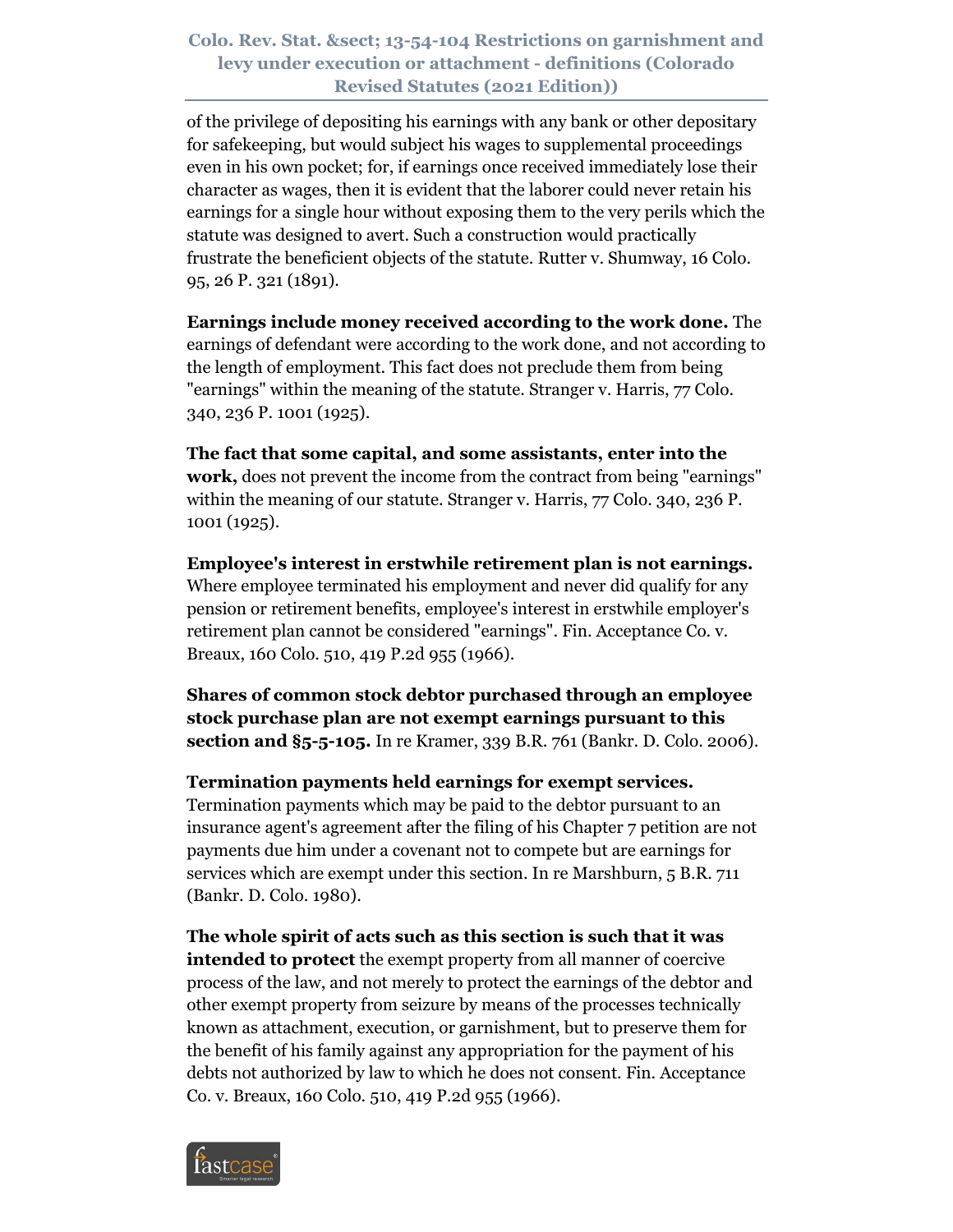of the privilege of depositing his earnings with any bank or other depositary for safekeeping, but would subject his wages to supplemental proceedings even in his own pocket; for, if earnings once received immediately lose their character as wages, then it is evident that the laborer could never retain his earnings for a single hour without exposing them to the very perils which the statute was designed to avert. Such a construction would practically frustrate the beneficient objects of the statute. Rutter v. Shumway, 16 Colo. 95, 26 P. 321 (1891).

**Earnings include money received according to the work done.** The earnings of defendant were according to the work done, and not according to the length of employment. This fact does not preclude them from being "earnings" within the meaning of the statute. Stranger v. Harris, 77 Colo. 340, 236 P. 1001 (1925).

**The fact that some capital, and some assistants, enter into the work,** does not prevent the income from the contract from being "earnings" within the meaning of our statute. Stranger v. Harris, 77 Colo. 340, 236 P. 1001 (1925).

**Employee's interest in erstwhile retirement plan is not earnings.** Where employee terminated his employment and never did qualify for any pension or retirement benefits, employee's interest in erstwhile employer's retirement plan cannot be considered "earnings". Fin. Acceptance Co. v. Breaux, 160 Colo. 510, 419 P.2d 955 (1966).

**Shares of common stock debtor purchased through an employee stock purchase plan are not exempt earnings pursuant to this section and §5-5-105.** In re Kramer, 339 B.R. 761 (Bankr. D. Colo. 2006).

**Termination payments held earnings for exempt services.** Termination payments which may be paid to the debtor pursuant to an insurance agent's agreement after the filing of his Chapter 7 petition are not payments due him under a covenant not to compete but are earnings for services which are exempt under this section. In re Marshburn, 5 B.R. 711 (Bankr. D. Colo. 1980).

**The whole spirit of acts such as this section is such that it was intended to protect** the exempt property from all manner of coercive process of the law, and not merely to protect the earnings of the debtor and other exempt property from seizure by means of the processes technically known as attachment, execution, or garnishment, but to preserve them for the benefit of his family against any appropriation for the payment of his debts not authorized by law to which he does not consent. Fin. Acceptance Co. v. Breaux, 160 Colo. 510, 419 P.2d 955 (1966).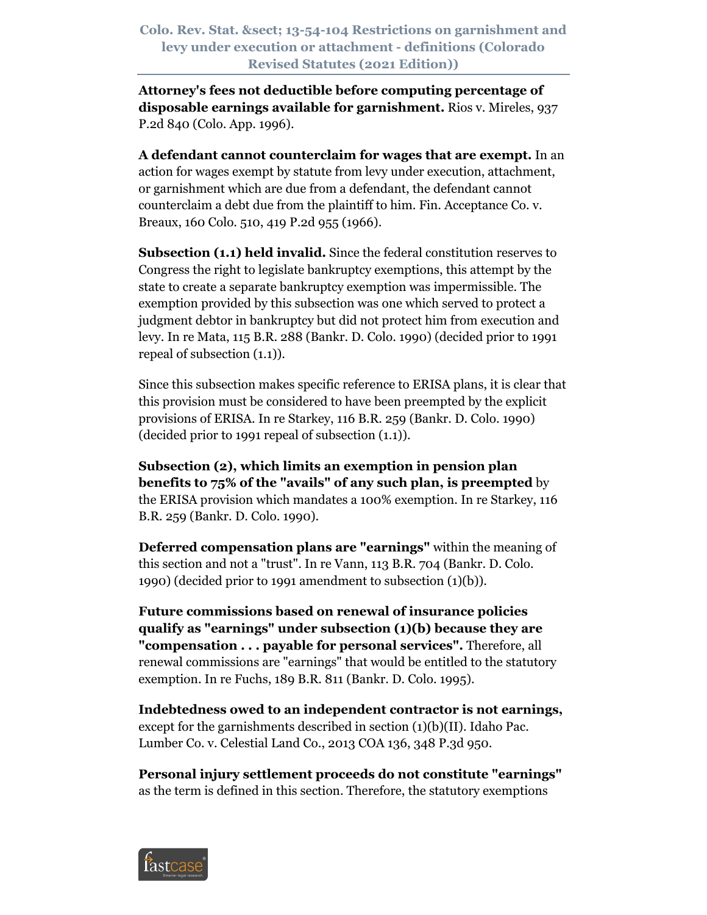**Attorney's fees not deductible before computing percentage of disposable earnings available for garnishment.** Rios v. Mireles, 937 P.2d 840 (Colo. App. 1996).

**A defendant cannot counterclaim for wages that are exempt.** In an action for wages exempt by statute from levy under execution, attachment, or garnishment which are due from a defendant, the defendant cannot counterclaim a debt due from the plaintiff to him. Fin. Acceptance Co. v. Breaux, 160 Colo. 510, 419 P.2d 955 (1966).

**Subsection (1.1) held invalid.** Since the federal constitution reserves to Congress the right to legislate bankruptcy exemptions, this attempt by the state to create a separate bankruptcy exemption was impermissible. The exemption provided by this subsection was one which served to protect a judgment debtor in bankruptcy but did not protect him from execution and levy. In re Mata, 115 B.R. 288 (Bankr. D. Colo. 1990) (decided prior to 1991 repeal of subsection (1.1)).

Since this subsection makes specific reference to ERISA plans, it is clear that this provision must be considered to have been preempted by the explicit provisions of ERISA. In re Starkey, 116 B.R. 259 (Bankr. D. Colo. 1990) (decided prior to 1991 repeal of subsection (1.1)).

**Subsection (2), which limits an exemption in pension plan benefits to 75% of the "avails" of any such plan, is preempted** by the ERISA provision which mandates a 100% exemption. In re Starkey, 116 B.R. 259 (Bankr. D. Colo. 1990).

**Deferred compensation plans are "earnings"** within the meaning of this section and not a "trust". In re Vann, 113 B.R. 704 (Bankr. D. Colo. 1990) (decided prior to 1991 amendment to subsection (1)(b)).

**Future commissions based on renewal of insurance policies qualify as "earnings" under subsection (1)(b) because they are "compensation . . . payable for personal services".** Therefore, all renewal commissions are "earnings" that would be entitled to the statutory exemption. In re Fuchs, 189 B.R. 811 (Bankr. D. Colo. 1995).

**Indebtedness owed to an independent contractor is not earnings,** except for the garnishments described in section (1)(b)(II). Idaho Pac. Lumber Co. v. Celestial Land Co., 2013 COA 136, 348 P.3d 950.

**Personal injury settlement proceeds do not constitute "earnings"** as the term is defined in this section. Therefore, the statutory exemptions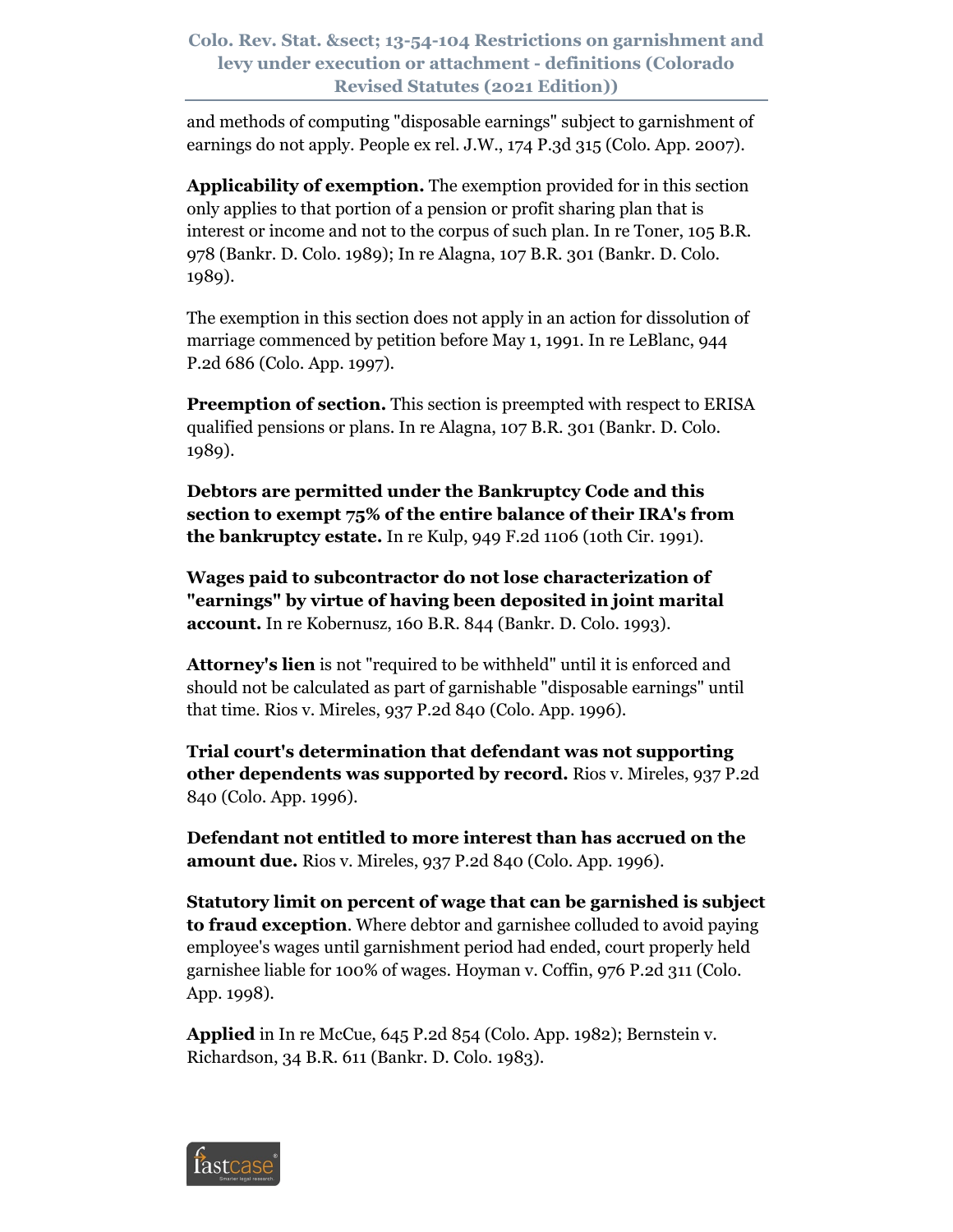and methods of computing "disposable earnings" subject to garnishment of earnings do not apply. People ex rel. J.W., 174 P.3d 315 (Colo. App. 2007).

**Applicability of exemption.** The exemption provided for in this section only applies to that portion of a pension or profit sharing plan that is interest or income and not to the corpus of such plan. In re Toner, 105 B.R. 978 (Bankr. D. Colo. 1989); In re Alagna, 107 B.R. 301 (Bankr. D. Colo. 1989).

The exemption in this section does not apply in an action for dissolution of marriage commenced by petition before May 1, 1991. In re LeBlanc, 944 P.2d 686 (Colo. App. 1997).

**Preemption of section.** This section is preempted with respect to ERISA qualified pensions or plans. In re Alagna, 107 B.R. 301 (Bankr. D. Colo. 1989).

**Debtors are permitted under the Bankruptcy Code and this section to exempt 75% of the entire balance of their IRA's from the bankruptcy estate.** In re Kulp, 949 F.2d 1106 (10th Cir. 1991).

**Wages paid to subcontractor do not lose characterization of "earnings" by virtue of having been deposited in joint marital account.** In re Kobernusz, 160 B.R. 844 (Bankr. D. Colo. 1993).

**Attorney's lien** is not "required to be withheld" until it is enforced and should not be calculated as part of garnishable "disposable earnings" until that time. Rios v. Mireles, 937 P.2d 840 (Colo. App. 1996).

**Trial court's determination that defendant was not supporting other dependents was supported by record.** Rios v. Mireles, 937 P.2d 840 (Colo. App. 1996).

**Defendant not entitled to more interest than has accrued on the amount due.** Rios v. Mireles, 937 P.2d 840 (Colo. App. 1996).

**Statutory limit on percent of wage that can be garnished is subject to fraud exception**. Where debtor and garnishee colluded to avoid paying employee's wages until garnishment period had ended, court properly held garnishee liable for 100% of wages. Hoyman v. Coffin, 976 P.2d 311 (Colo. App. 1998).

**Applied** in In re McCue, 645 P.2d 854 (Colo. App. 1982); Bernstein v. Richardson, 34 B.R. 611 (Bankr. D. Colo. 1983).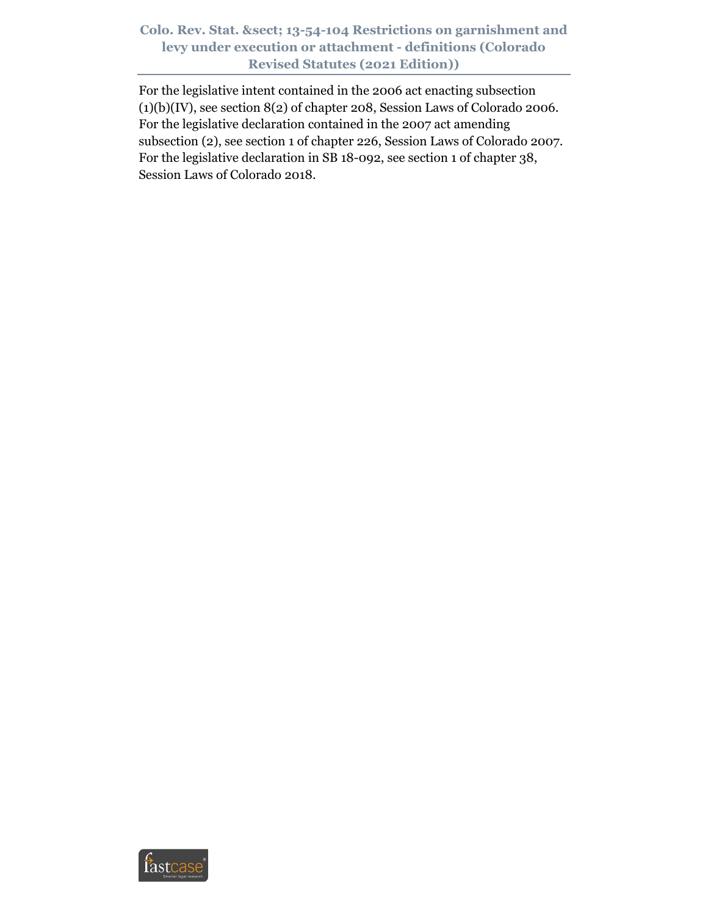For the legislative intent contained in the 2006 act enacting subsection (1)(b)(IV), see section 8(2) of chapter 208, Session Laws of Colorado 2006. For the legislative declaration contained in the 2007 act amending subsection (2), see section 1 of chapter 226, Session Laws of Colorado 2007. For the legislative declaration in SB 18-092, see section 1 of chapter 38, Session Laws of Colorado 2018.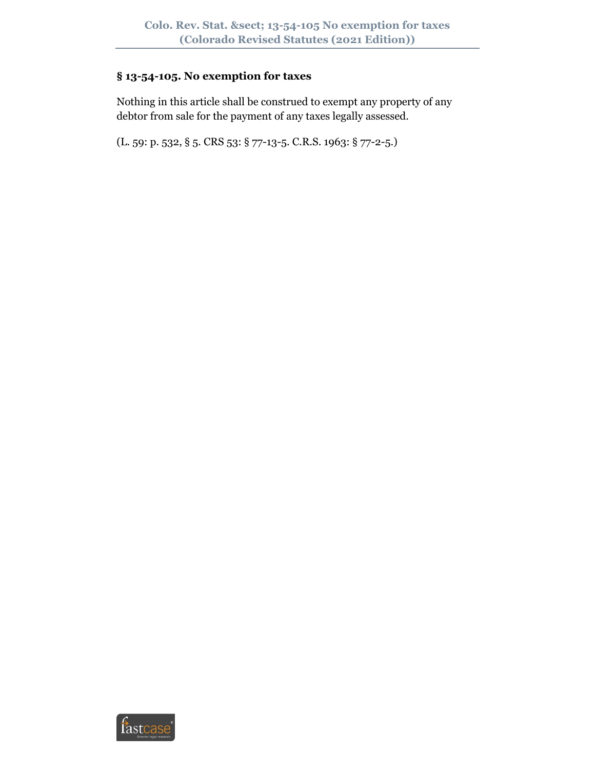## § 13-54-105. No exemption for taxes

Nothing in this article shall be construed to exempt any property of any debtor from sale for the payment of any taxes legally assessed.

(L. 59: p. 532, § 5. CRS 53: § 77-13-5. C.R.S. 1963: § 77-2-5.)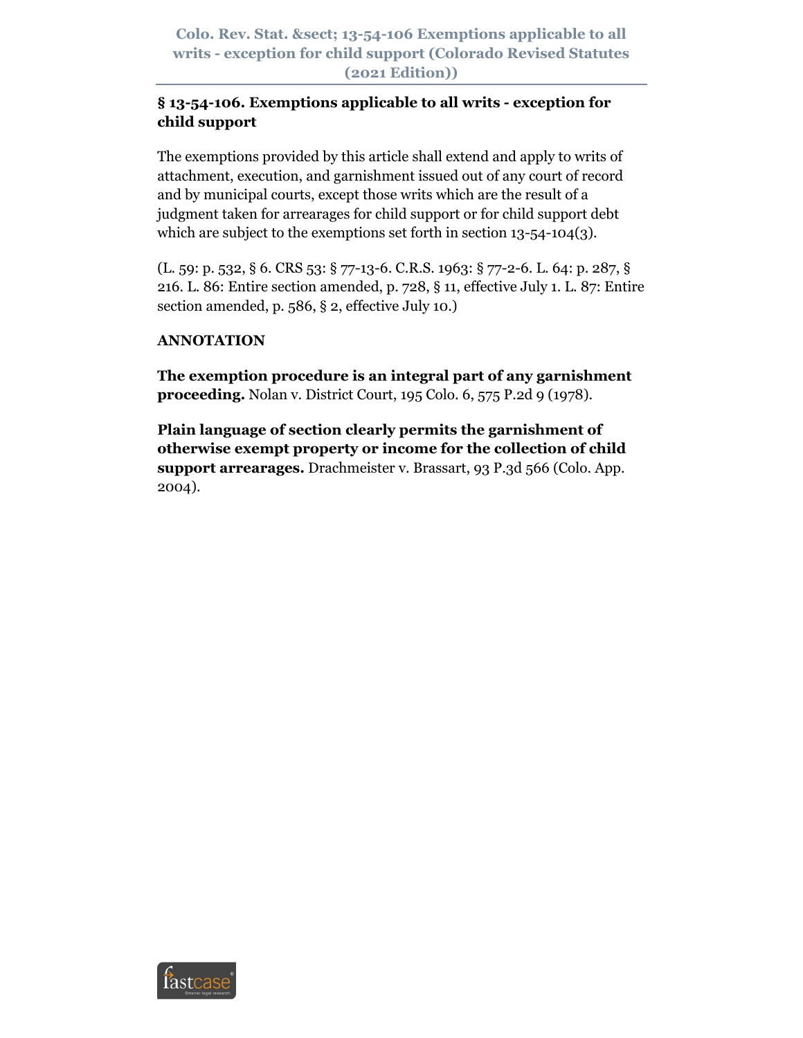## § 13-54-106. Exemptions applicable to all writs - exception for child support

The exemptions provided by this article shall extend and apply to writs of attachment, execution, and garnishment issued out of any court of record and by municipal courts, except those writs which are the result of a judgment taken for arrearages for child support or for child support debt which are subject to the exemptions set forth in section 13-54-104(3).

(L. 59: p. 532, § 6. CRS 53: § 77-13-6. C.R.S. 1963: § 77-2-6. L. 64: p. 287, § 216. L. 86: Entire section amended, p. 728, § 11, effective July 1. L. 87: Entire section amended, p. 586, § 2, effective July 10.)

**ANNOTATION**

**The exemption procedure is an integral part of any garnishment proceeding.** Nolan v. District Court, 195 Colo. 6, 575 P.2d 9 (1978).

**Plain language of section clearly permits the garnishment of otherwise exempt property or income for the collection of child support arrearages.** Drachmeister v. Brassart, 93 P.3d 566 (Colo. App. 2004).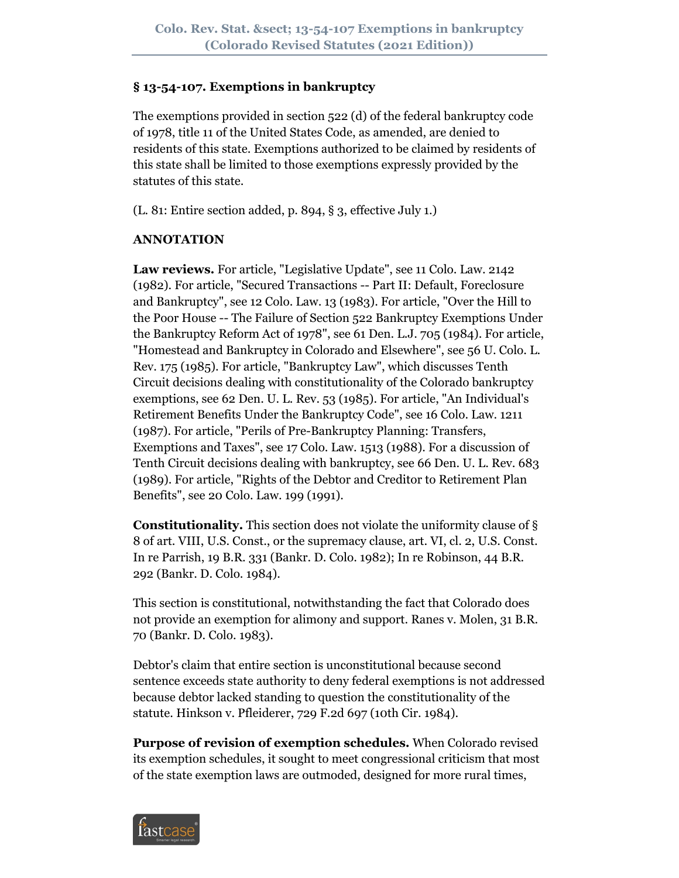## § 13-54-107. Exemptions in bankruptcy

The exemptions provided in section 522 (d) of the federal bankruptcy code of 1978, title 11 of the United States Code, as amended, are denied to residents of this state. Exemptions authorized to be claimed by residents of this state shall be limited to those exemptions expressly provided by the statutes of this state.

(L. 81: Entire section added, p. 894, § 3, effective July 1.)

**ANNOTATION**

**Law reviews.** For article, "Legislative Update", see 11 Colo. Law. 2142 (1982). For article, "Secured Transactions -- Part II: Default, Foreclosure and Bankruptcy", see 12 Colo. Law. 13 (1983). For article, "Over the Hill to the Poor House -- The Failure of Section 522 Bankruptcy Exemptions Under the Bankruptcy Reform Act of 1978", see 61 Den. L.J. 705 (1984). For article, "Homestead and Bankruptcy in Colorado and Elsewhere", see 56 U. Colo. L. Rev. 175 (1985). For article, "Bankruptcy Law", which discusses Tenth Circuit decisions dealing with constitutionality of the Colorado bankruptcy exemptions, see 62 Den. U. L. Rev. 53 (1985). For article, "An Individual's Retirement Benefits Under the Bankruptcy Code", see 16 Colo. Law. 1211 (1987). For article, "Perils of Pre-Bankruptcy Planning: Transfers, Exemptions and Taxes", see 17 Colo. Law. 1513 (1988). For a discussion of Tenth Circuit decisions dealing with bankruptcy, see 66 Den. U. L. Rev. 683 (1989). For article, "Rights of the Debtor and Creditor to Retirement Plan Benefits", see 20 Colo. Law. 199 (1991).

**Constitutionality.** This section does not violate the uniformity clause of § 8 of art. VIII, U.S. Const., or the supremacy clause, art. VI, cl. 2, U.S. Const. In re Parrish, 19 B.R. 331 (Bankr. D. Colo. 1982); In re Robinson, 44 B.R. 292 (Bankr. D. Colo. 1984).

This section is constitutional, notwithstanding the fact that Colorado does not provide an exemption for alimony and support. Ranes v. Molen, 31 B.R. 70 (Bankr. D. Colo. 1983).

Debtor's claim that entire section is unconstitutional because second sentence exceeds state authority to deny federal exemptions is not addressed because debtor lacked standing to question the constitutionality of the statute. Hinkson v. Pfleiderer, 729 F.2d 697 (10th Cir. 1984).

**Purpose of revision of exemption schedules.** When Colorado revised its exemption schedules, it sought to meet congressional criticism that most of the state exemption laws are outmoded, designed for more rural times,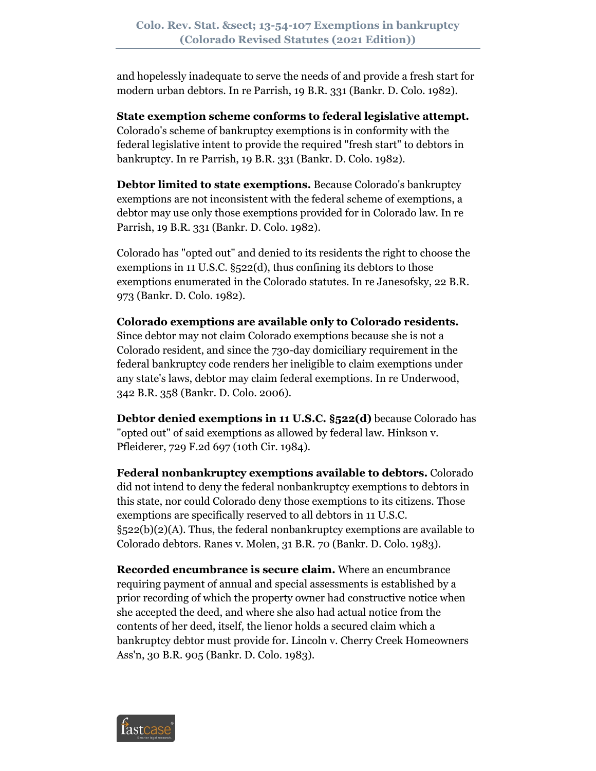and hopelessly inadequate to serve the needs of and provide a fresh start for modern urban debtors. In re Parrish, 19 B.R. 331 (Bankr. D. Colo. 1982).

**State exemption scheme conforms to federal legislative attempt.** Colorado's scheme of bankruptcy exemptions is in conformity with the federal legislative intent to provide the required "fresh start" to debtors in bankruptcy. In re Parrish, 19 B.R. 331 (Bankr. D. Colo. 1982).

**Debtor limited to state exemptions.** Because Colorado's bankruptcy exemptions are not inconsistent with the federal scheme of exemptions, a debtor may use only those exemptions provided for in Colorado law. In re Parrish, 19 B.R. 331 (Bankr. D. Colo. 1982).

Colorado has "opted out" and denied to its residents the right to choose the exemptions in 11 U.S.C. §522(d), thus confining its debtors to those exemptions enumerated in the Colorado statutes. In re Janesofsky, 22 B.R. 973 (Bankr. D. Colo. 1982).

**Colorado exemptions are available only to Colorado residents.** Since debtor may not claim Colorado exemptions because she is not a Colorado resident, and since the 730-day domiciliary requirement in the federal bankruptcy code renders her ineligible to claim exemptions under any state's laws, debtor may claim federal exemptions. In re Underwood, 342 B.R. 358 (Bankr. D. Colo. 2006).

**Debtor denied exemptions in 11 U.S.C. §522(d)** because Colorado has "opted out" of said exemptions as allowed by federal law. Hinkson v. Pfleiderer, 729 F.2d 697 (10th Cir. 1984).

**Federal nonbankruptcy exemptions available to debtors.** Colorado did not intend to deny the federal nonbankruptcy exemptions to debtors in this state, nor could Colorado deny those exemptions to its citizens. Those exemptions are specifically reserved to all debtors in 11 U.S.C. §522(b)(2)(A). Thus, the federal nonbankruptcy exemptions are available to Colorado debtors. Ranes v. Molen, 31 B.R. 70 (Bankr. D. Colo. 1983).

**Recorded encumbrance is secure claim.** Where an encumbrance requiring payment of annual and special assessments is established by a prior recording of which the property owner had constructive notice when she accepted the deed, and where she also had actual notice from the contents of her deed, itself, the lienor holds a secured claim which a bankruptcy debtor must provide for. Lincoln v. Cherry Creek Homeowners Ass'n, 30 B.R. 905 (Bankr. D. Colo. 1983).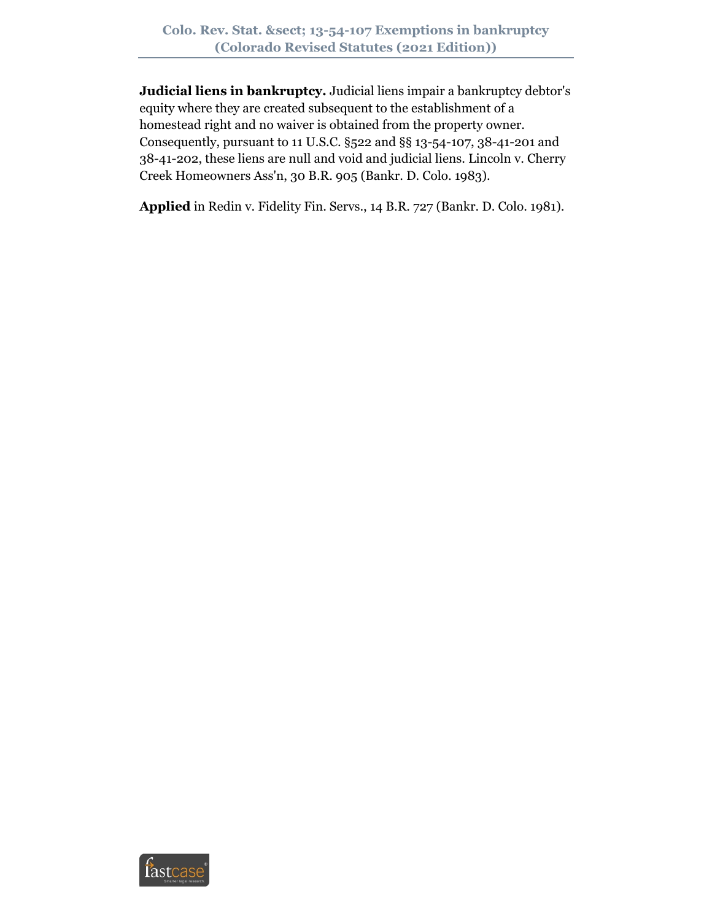**Judicial liens in bankruptcy.** Judicial liens impair a bankruptcy debtor's equity where they are created subsequent to the establishment of a homestead right and no waiver is obtained from the property owner. Consequently, pursuant to 11 U.S.C. §522 and §§ 13-54-107, 38-41-201 and 38-41-202, these liens are null and void and judicial liens. Lincoln v. Cherry Creek Homeowners Ass'n, 30 B.R. 905 (Bankr. D. Colo. 1983).

**Applied** in Redin v. Fidelity Fin. Servs., 14 B.R. 727 (Bankr. D. Colo. 1981).